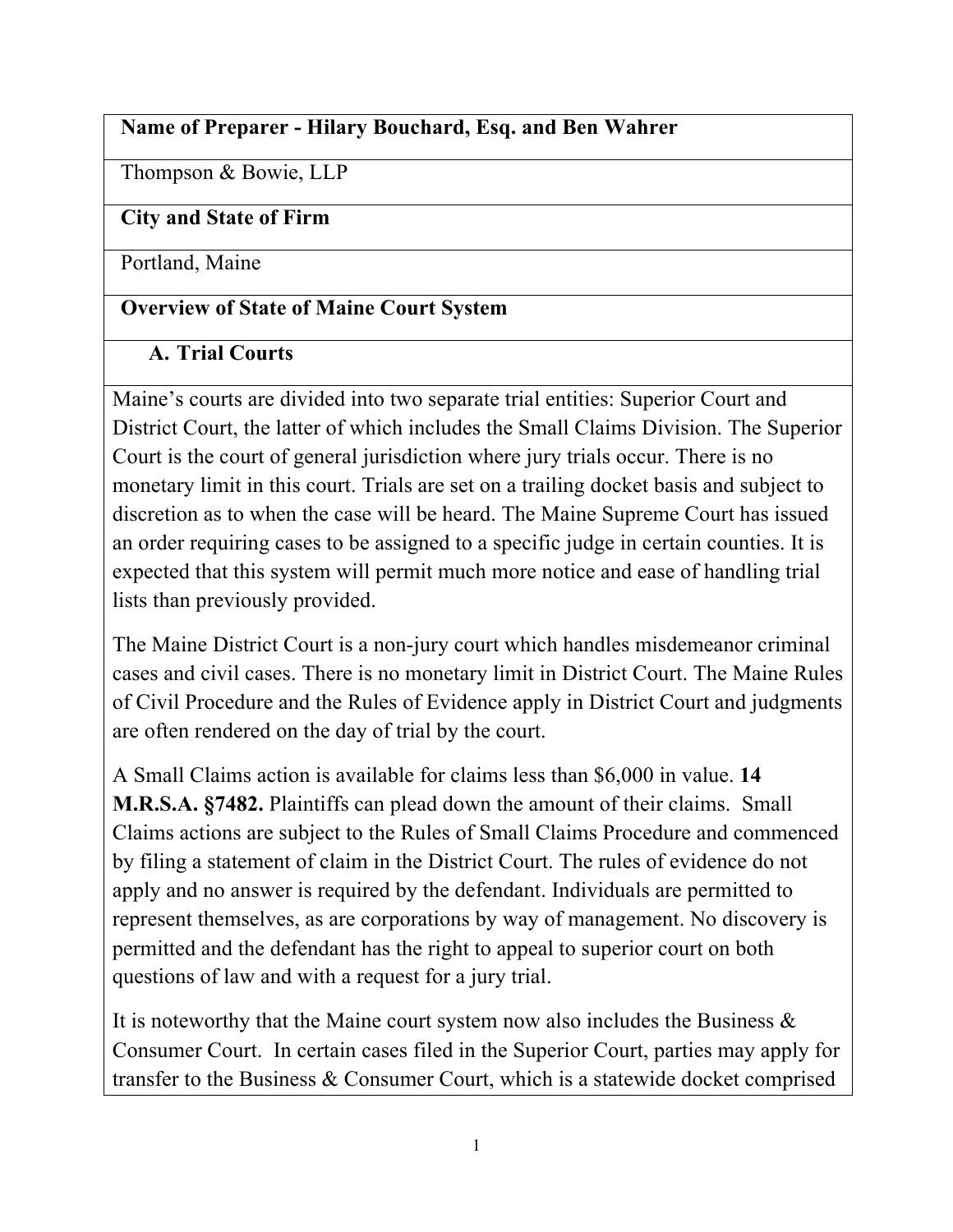**Name of Preparer - Hilary Bouchard, Esq. and Ben Wahrer**

Thompson & Bowie, LLP

**City and State of Firm**

Portland, Maine

## Overview of State of Maine Court System

### A. Trial Courts

Maine's courts are divided into two separate trial entities: Superior Court and District Court, the latter of which includes the Small Claims Division. The Superior Court is the court of general jurisdiction where jury trials occur. There is no monetary limit in this court. Trials are set on a trailing docket basis and subject to discretion as to when the case will be heard. The Maine Supreme Court has issued an order requiring cases to be assigned to a specific judge in certain counties. It is expected that this system will permit much more notice and ease of handling trial lists than previously provided.

The Maine District Court is a non-jury court which handles misdemeanor criminal cases and civil cases. There is no monetary limit in District Court. The Maine Rules of Civil Procedure and the Rules of Evidence apply in District Court and judgments are often rendered on the day of trial by the court.

A Small Claims action is available for claims less than $6,000 in value. **14 M.R.S.A. §7482.** Plaintiffs can plead down the amount of their claims. Small Claims actions are subject to the Rules of Small Claims Procedure and commenced by filing a statement of claim in the District Court. The rules of evidence do not apply and no answer is required by the defendant. Individuals are permitted to represent themselves, as are corporations by way of management. No discovery is permitted and the defendant has the right to appeal to superior court on both questions of law and with a request for a jury trial.

It is noteworthy that the Maine court system now also includes the Business & Consumer Court. In certain cases filed in the Superior Court, parties may apply for transfer to the Business & Consumer Court, which is a statewide docket comprised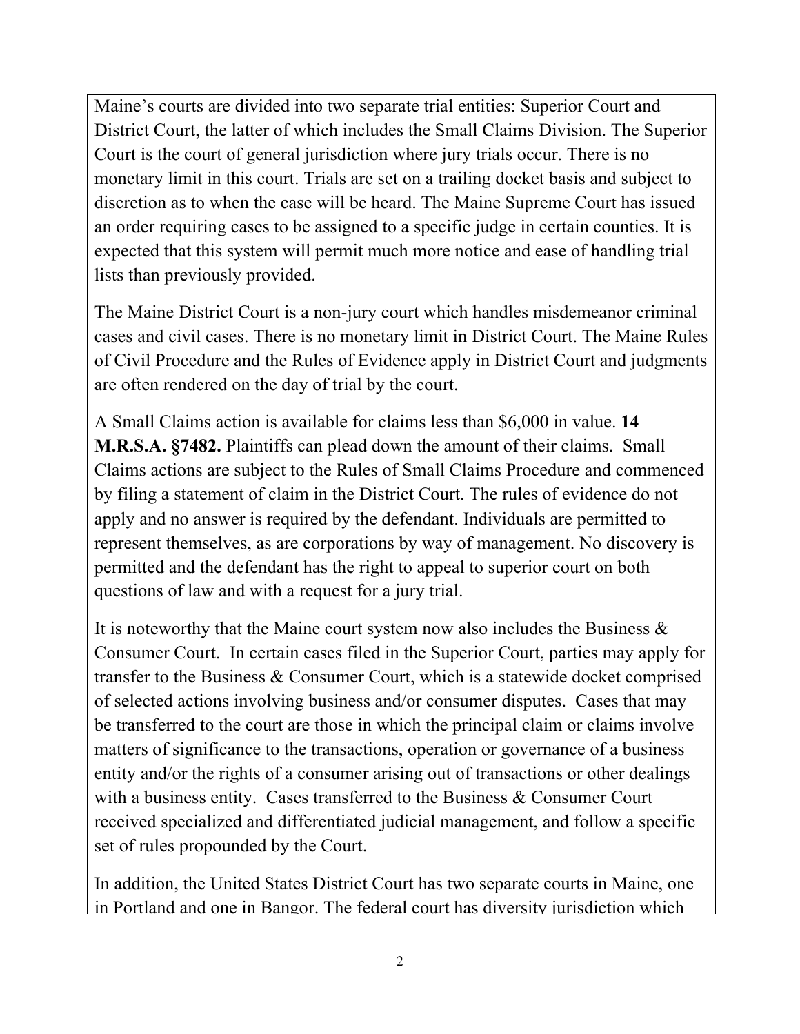Maine's courts are divided into two separate trial entities: Superior Court and District Court, the latter of which includes the Small Claims Division. The Superior Court is the court of general jurisdiction where jury trials occur. There is no monetary limit in this court. Trials are set on a trailing docket basis and subject to discretion as to when the case will be heard. The Maine Supreme Court has issued an order requiring cases to be assigned to a specific judge in certain counties. It is expected that this system will permit much more notice and ease of handling trial lists than previously provided.

The Maine District Court is a non-jury court which handles misdemeanor criminal cases and civil cases. There is no monetary limit in District Court. The Maine Rules of Civil Procedure and the Rules of Evidence apply in District Court and judgments are often rendered on the day of trial by the court.

A Small Claims action is available for claims less than $6,000 in value. **14 M.R.S.A. §7482.** Plaintiffs can plead down the amount of their claims. Small Claims actions are subject to the Rules of Small Claims Procedure and commenced by filing a statement of claim in the District Court. The rules of evidence do not apply and no answer is required by the defendant. Individuals are permitted to represent themselves, as are corporations by way of management. No discovery is permitted and the defendant has the right to appeal to superior court on both questions of law and with a request for a jury trial.

It is noteworthy that the Maine court system now also includes the Business & Consumer Court. In certain cases filed in the Superior Court, parties may apply for transfer to the Business & Consumer Court, which is a statewide docket comprised of selected actions involving business and/or consumer disputes. Cases that may be transferred to the court are those in which the principal claim or claims involve matters of significance to the transactions, operation or governance of a business entity and/or the rights of a consumer arising out of transactions or other dealings with a business entity. Cases transferred to the Business & Consumer Court received specialized and differentiated judicial management, and follow a specific set of rules propounded by the Court.

In addition, the United States District Court has two separate courts in Maine, one in Portland and one in Bangor. The federal court has diversity jurisdiction which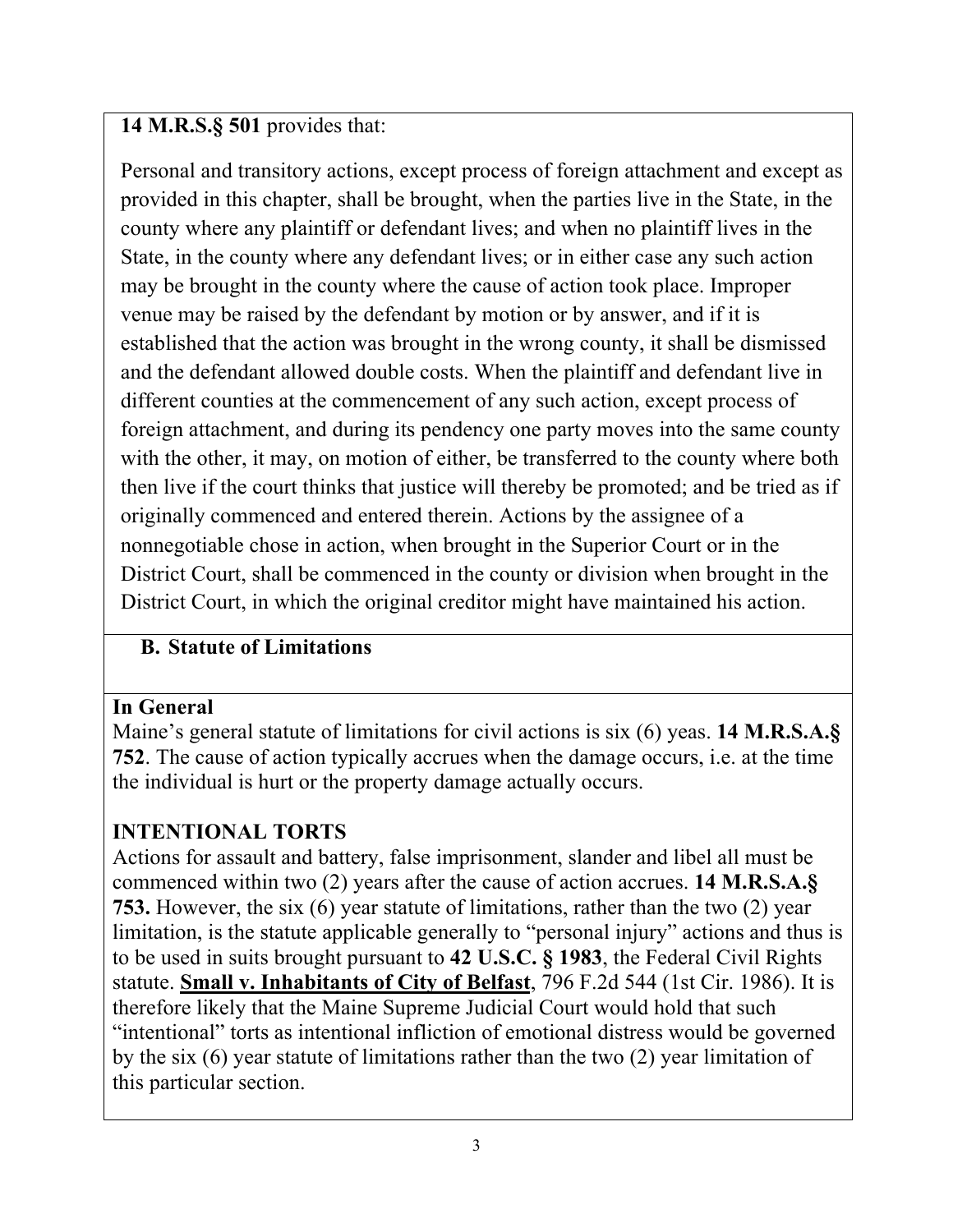**14 M.R.S.§ 501** provides that:

Personal and transitory actions, except process of foreign attachment and except as provided in this chapter, shall be brought, when the parties live in the State, in the county where any plaintiff or defendant lives; and when no plaintiff lives in the State, in the county where any defendant lives; or in either case any such action may be brought in the county where the cause of action took place. Improper venue may be raised by the defendant by motion or by answer, and if it is established that the action was brought in the wrong county, it shall be dismissed and the defendant allowed double costs. When the plaintiff and defendant live in different counties at the commencement of any such action, except process of foreign attachment, and during its pendency one party moves into the same county with the other, it may, on motion of either, be transferred to the county where both then live if the court thinks that justice will thereby be promoted; and be tried as if originally commenced and entered therein. Actions by the assignee of a nonnegotiable chose in action, when brought in the Superior Court or in the District Court, shall be commenced in the county or division when brought in the District Court, in which the original creditor might have maintained his action.

## B. Statute of Limitations

### In General

Maine's general statute of limitations for civil actions is six (6) yeas. **14 M.R.S.A.§ 752**. The cause of action typically accrues when the damage occurs, i.e. at the time the individual is hurt or the property damage actually occurs.

### INTENTIONAL TORTS

Actions for assault and battery, false imprisonment, slander and libel all must be commenced within two (2) years after the cause of action accrues. **14 M.R.S.A.§ 753.** However, the six (6) year statute of limitations, rather than the two (2) year limitation, is the statute applicable generally to "personal injury" actions and thus is to be used in suits brought pursuant to **42 U.S.C. § 1983**, the Federal Civil Rights statute. **Small v. Inhabitants of City of Belfast**, 796 F.2d 544 (1st Cir. 1986). It is therefore likely that the Maine Supreme Judicial Court would hold that such "intentional" torts as intentional infliction of emotional distress would be governed by the six (6) year statute of limitations rather than the two (2) year limitation of this particular section.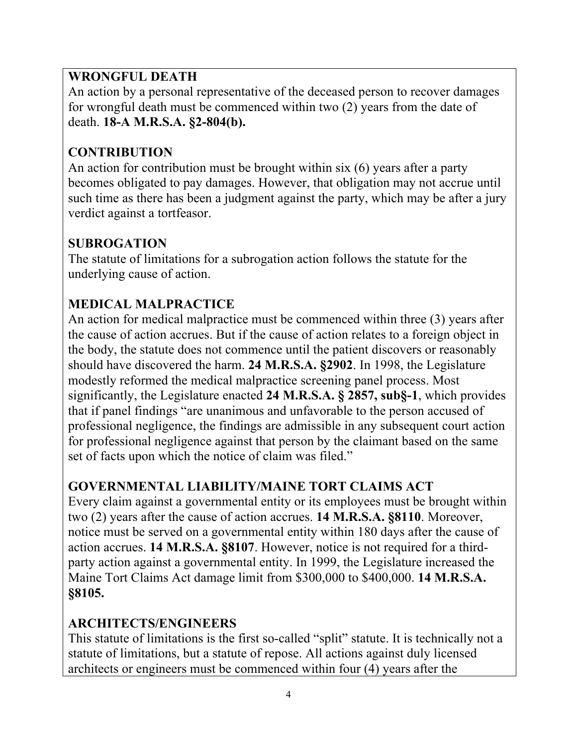**WRONGFUL DEATH**
An action by a personal representative of the deceased person to recover damages for wrongful death must be commenced within two (2) years from the date of death. **18-A M.R.S.A. §2-804(b).**

**CONTRIBUTION**
An action for contribution must be brought within six (6) years after a party becomes obligated to pay damages. However, that obligation may not accrue until such time as there has been a judgment against the party, which may be after a jury verdict against a tortfeasor.

**SUBROGATION**
The statute of limitations for a subrogation action follows the statute for the underlying cause of action.

**MEDICAL MALPRACTICE**
An action for medical malpractice must be commenced within three (3) years after the cause of action accrues. But if the cause of action relates to a foreign object in the body, the statute does not commence until the patient discovers or reasonably should have discovered the harm. **24 M.R.S.A. §2902**. In 1998, the Legislature modestly reformed the medical malpractice screening panel process. Most significantly, the Legislature enacted **24 M.R.S.A. § 2857, sub§-1**, which provides that if panel findings "are unanimous and unfavorable to the person accused of professional negligence, the findings are admissible in any subsequent court action for professional negligence against that person by the claimant based on the same set of facts upon which the notice of claim was filed."

**GOVERNMENTAL LIABILITY/MAINE TORT CLAIMS ACT**
Every claim against a governmental entity or its employees must be brought within two (2) years after the cause of action accrues. **14 M.R.S.A. §8110**. Moreover, notice must be served on a governmental entity within 180 days after the cause of action accrues. **14 M.R.S.A. §8107**. However, notice is not required for a third-party action against a governmental entity. In 1999, the Legislature increased the Maine Tort Claims Act damage limit from $300,000 to $400,000. **14 M.R.S.A. §8105.**

**ARCHITECTS/ENGINEERS**
This statute of limitations is the first so-called "split" statute. It is technically not a statute of limitations, but a statute of repose. All actions against duly licensed architects or engineers must be commenced within four (4) years after the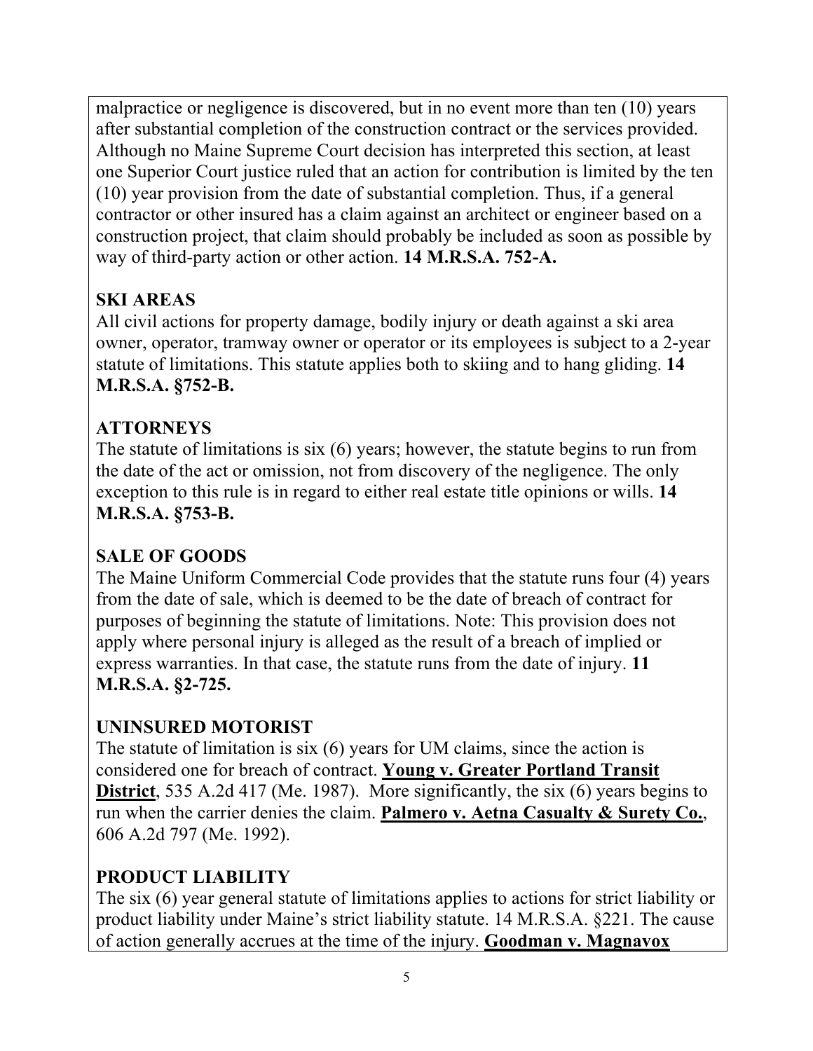malpractice or negligence is discovered, but in no event more than ten (10) years after substantial completion of the construction contract or the services provided. Although no Maine Supreme Court decision has interpreted this section, at least one Superior Court justice ruled that an action for contribution is limited by the ten (10) year provision from the date of substantial completion. Thus, if a general contractor or other insured has a claim against an architect or engineer based on a construction project, that claim should probably be included as soon as possible by way of third-party action or other action. **14 M.R.S.A. 752-A.**

## SKI AREAS

All civil actions for property damage, bodily injury or death against a ski area owner, operator, tramway owner or operator or its employees is subject to a 2-year statute of limitations. This statute applies both to skiing and to hang gliding. **14 M.R.S.A. §752-B.**

## ATTORNEYS

The statute of limitations is six (6) years; however, the statute begins to run from the date of the act or omission, not from discovery of the negligence. The only exception to this rule is in regard to either real estate title opinions or wills. **14 M.R.S.A. §753-B.**

## SALE OF GOODS

The Maine Uniform Commercial Code provides that the statute runs four (4) years from the date of sale, which is deemed to be the date of breach of contract for purposes of beginning the statute of limitations. Note: This provision does not apply where personal injury is alleged as the result of a breach of implied or express warranties. In that case, the statute runs from the date of injury. **11 M.R.S.A. §2-725.**

## UNINSURED MOTORIST

The statute of limitation is six (6) years for UM claims, since the action is considered one for breach of contract. **Young v. Greater Portland Transit District**, 535 A.2d 417 (Me. 1987). More significantly, the six (6) years begins to run when the carrier denies the claim. **Palmero v. Aetna Casualty & Surety Co.**, 606 A.2d 797 (Me. 1992).

## PRODUCT LIABILITY

The six (6) year general statute of limitations applies to actions for strict liability or product liability under Maine's strict liability statute. 14 M.R.S.A. §221. The cause of action generally accrues at the time of the injury. **Goodman v. Magnavox**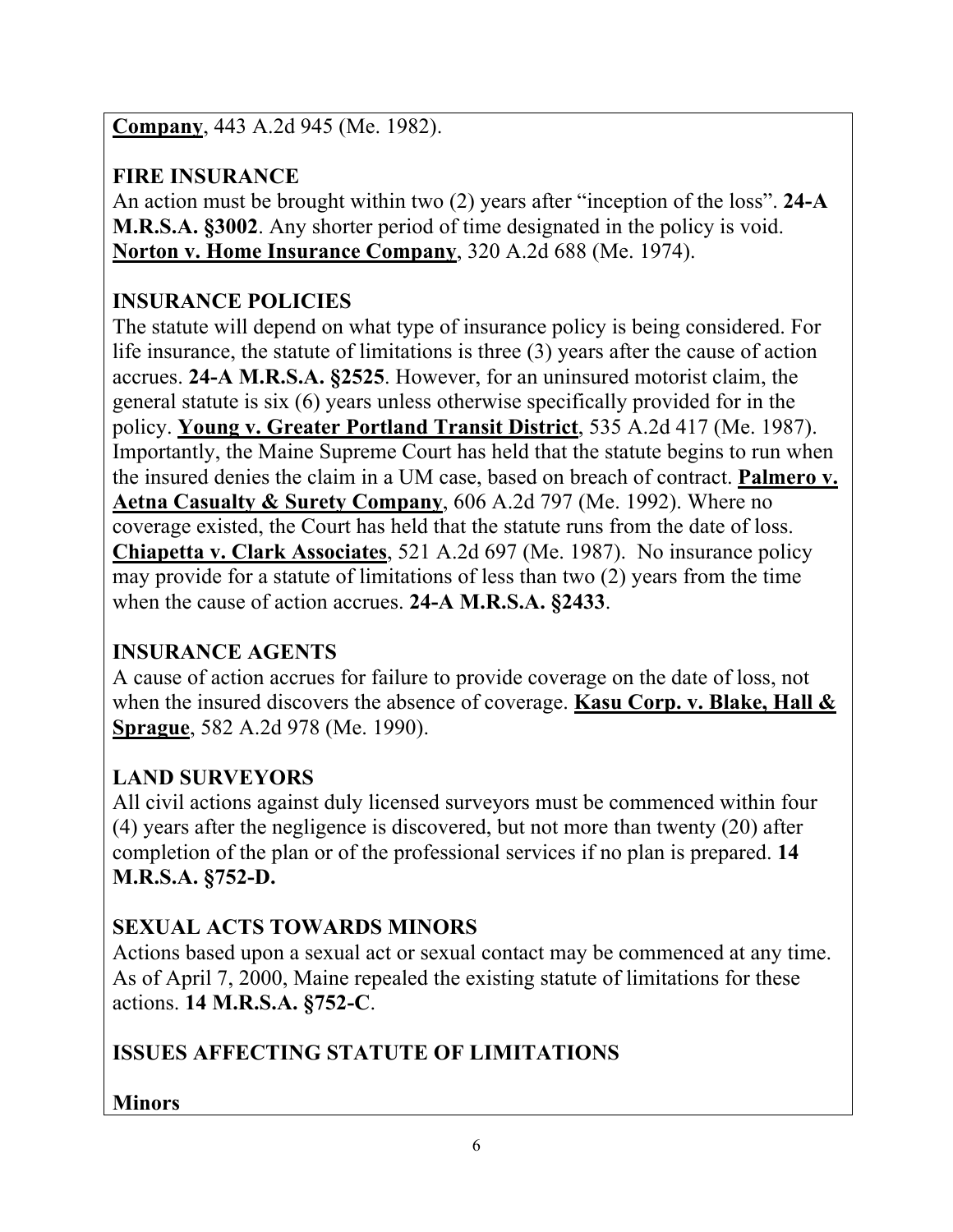**Company**, 443 A.2d 945 (Me. 1982).

**FIRE INSURANCE**

An action must be brought within two (2) years after "inception of the loss". **24-A M.R.S.A. §3002**. Any shorter period of time designated in the policy is void. **Norton v. Home Insurance Company**, 320 A.2d 688 (Me. 1974).

**INSURANCE POLICIES**

The statute will depend on what type of insurance policy is being considered. For life insurance, the statute of limitations is three (3) years after the cause of action accrues. **24-A M.R.S.A. §2525**. However, for an uninsured motorist claim, the general statute is six (6) years unless otherwise specifically provided for in the policy. **Young v. Greater Portland Transit District**, 535 A.2d 417 (Me. 1987). Importantly, the Maine Supreme Court has held that the statute begins to run when the insured denies the claim in a UM case, based on breach of contract. **Palmero v. Aetna Casualty & Surety Company**, 606 A.2d 797 (Me. 1992). Where no coverage existed, the Court has held that the statute runs from the date of loss. **Chiapetta v. Clark Associates**, 521 A.2d 697 (Me. 1987). No insurance policy may provide for a statute of limitations of less than two (2) years from the time when the cause of action accrues. **24-A M.R.S.A. §2433**.

**INSURANCE AGENTS**

A cause of action accrues for failure to provide coverage on the date of loss, not when the insured discovers the absence of coverage. **Kasu Corp. v. Blake, Hall & Sprague**, 582 A.2d 978 (Me. 1990).

**LAND SURVEYORS**

All civil actions against duly licensed surveyors must be commenced within four (4) years after the negligence is discovered, but not more than twenty (20) after completion of the plan or of the professional services if no plan is prepared. **14 M.R.S.A. §752-D.**

**SEXUAL ACTS TOWARDS MINORS**

Actions based upon a sexual act or sexual contact may be commenced at any time. As of April 7, 2000, Maine repealed the existing statute of limitations for these actions. **14 M.R.S.A. §752-C**.

**ISSUES AFFECTING STATUTE OF LIMITATIONS**

**Minors**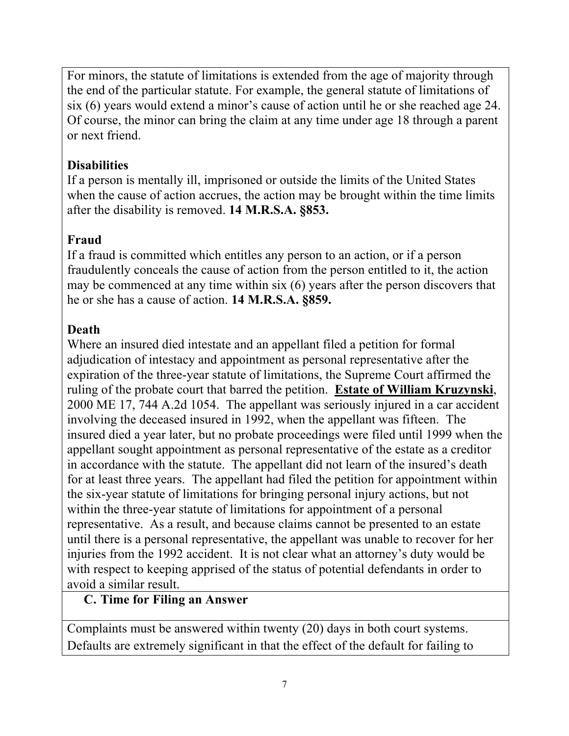For minors, the statute of limitations is extended from the age of majority through the end of the particular statute. For example, the general statute of limitations of six (6) years would extend a minor's cause of action until he or she reached age 24. Of course, the minor can bring the claim at any time under age 18 through a parent or next friend.

**Disabilities**
If a person is mentally ill, imprisoned or outside the limits of the United States when the cause of action accrues, the action may be brought within the time limits after the disability is removed. **14 M.R.S.A. §853.**

**Fraud**
If a fraud is committed which entitles any person to an action, or if a person fraudulently conceals the cause of action from the person entitled to it, the action may be commenced at any time within six (6) years after the person discovers that he or she has a cause of action. **14 M.R.S.A. §859.**

**Death**
Where an insured died intestate and an appellant filed a petition for formal adjudication of intestacy and appointment as personal representative after the expiration of the three-year statute of limitations, the Supreme Court affirmed the ruling of the probate court that barred the petition. **Estate of William Kruzynski**, 2000 ME 17, 744 A.2d 1054. The appellant was seriously injured in a car accident involving the deceased insured in 1992, when the appellant was fifteen. The insured died a year later, but no probate proceedings were filed until 1999 when the appellant sought appointment as personal representative of the estate as a creditor in accordance with the statute. The appellant did not learn of the insured's death for at least three years. The appellant had filed the petition for appointment within the six-year statute of limitations for bringing personal injury actions, but not within the three-year statute of limitations for appointment of a personal representative. As a result, and because claims cannot be presented to an estate until there is a personal representative, the appellant was unable to recover for her injuries from the 1992 accident. It is not clear what an attorney's duty would be with respect to keeping apprised of the status of potential defendants in order to avoid a similar result.

### C. Time for Filing an Answer

Complaints must be answered within twenty (20) days in both court systems. Defaults are extremely significant in that the effect of the default for failing to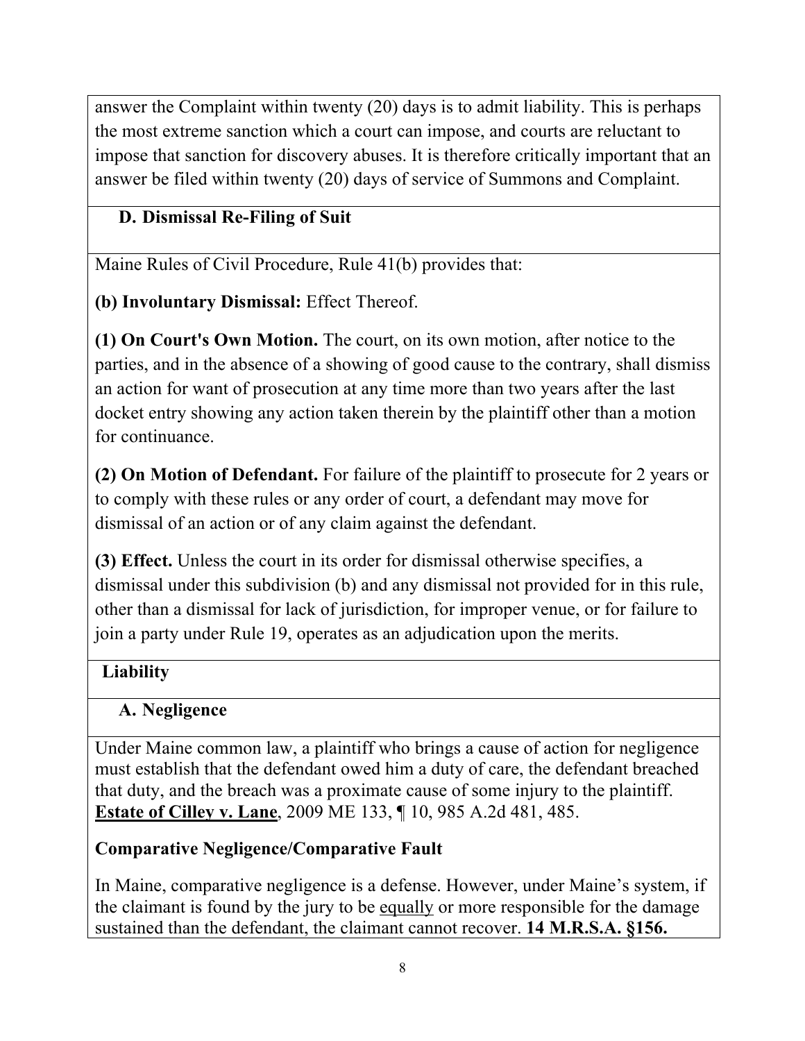answer the Complaint within twenty (20) days is to admit liability. This is perhaps the most extreme sanction which a court can impose, and courts are reluctant to impose that sanction for discovery abuses. It is therefore critically important that an answer be filed within twenty (20) days of service of Summons and Complaint.

### D. Dismissal Re-Filing of Suit

Maine Rules of Civil Procedure, Rule 41(b) provides that:

**(b) Involuntary Dismissal:** Effect Thereof.

**(1) On Court's Own Motion.** The court, on its own motion, after notice to the parties, and in the absence of a showing of good cause to the contrary, shall dismiss an action for want of prosecution at any time more than two years after the last docket entry showing any action taken therein by the plaintiff other than a motion for continuance.

**(2) On Motion of Defendant.** For failure of the plaintiff to prosecute for 2 years or to comply with these rules or any order of court, a defendant may move for dismissal of an action or of any claim against the defendant.

**(3) Effect.** Unless the court in its order for dismissal otherwise specifies, a dismissal under this subdivision (b) and any dismissal not provided for in this rule, other than a dismissal for lack of jurisdiction, for improper venue, or for failure to join a party under Rule 19, operates as an adjudication upon the merits.

## Liability

### A. Negligence

Under Maine common law, a plaintiff who brings a cause of action for negligence must establish that the defendant owed him a duty of care, the defendant breached that duty, and the breach was a proximate cause of some injury to the plaintiff. **Estate of Cilley v. Lane**, 2009 ME 133, ¶ 10, 985 A.2d 481, 485.

**Comparative Negligence/Comparative Fault**

In Maine, comparative negligence is a defense. However, under Maine's system, if the claimant is found by the jury to be equally or more responsible for the damage sustained than the defendant, the claimant cannot recover. **14 M.R.S.A. §156.**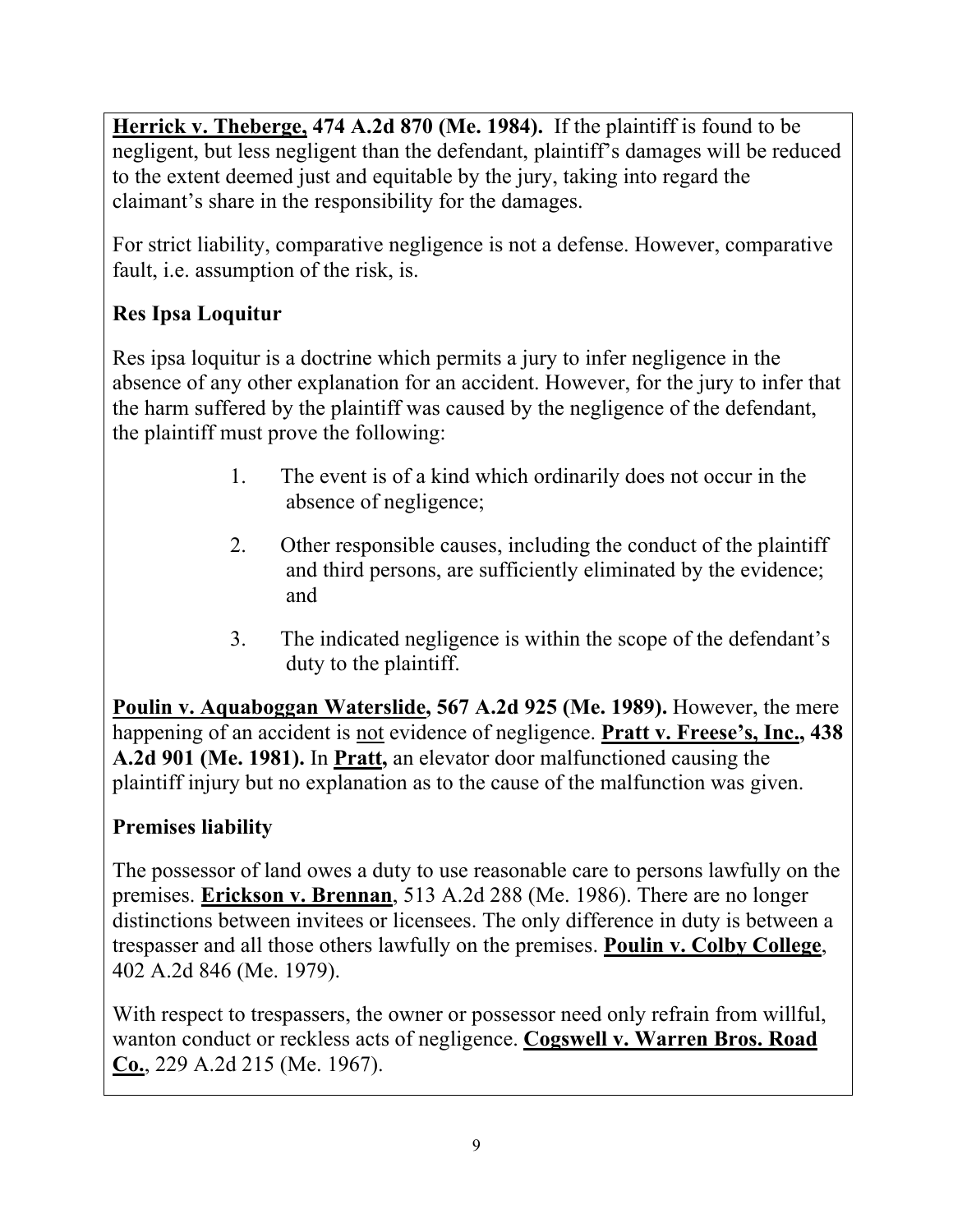**<u>Herrick v. Theberge,</u> 474 A.2d 870 (Me. 1984).** If the plaintiff is found to be negligent, but less negligent than the defendant, plaintiff's damages will be reduced to the extent deemed just and equitable by the jury, taking into regard the claimant's share in the responsibility for the damages.

For strict liability, comparative negligence is not a defense. However, comparative fault, i.e. assumption of the risk, is.

### Res Ipsa Loquitur

Res ipsa loquitur is a doctrine which permits a jury to infer negligence in the absence of any other explanation for an accident. However, for the jury to infer that the harm suffered by the plaintiff was caused by the negligence of the defendant, the plaintiff must prove the following:

1. The event is of a kind which ordinarily does not occur in the absence of negligence;
2. Other responsible causes, including the conduct of the plaintiff and third persons, are sufficiently eliminated by the evidence; and
3. The indicated negligence is within the scope of the defendant's duty to the plaintiff.

**<u>Poulin v. Aquaboggan Waterslide</u>, 567 A.2d 925 (Me. 1989).** However, the mere happening of an accident is <u>not</u> evidence of negligence. **<u>Pratt v. Freese's, Inc.</u>, 438 A.2d 901 (Me. 1981).** In **<u>Pratt</u>,** an elevator door malfunctioned causing the plaintiff injury but no explanation as to the cause of the malfunction was given.

### Premises liability

The possessor of land owes a duty to use reasonable care to persons lawfully on the premises. **<u>Erickson v. Brennan</u>**, 513 A.2d 288 (Me. 1986). There are no longer distinctions between invitees or licensees. The only difference in duty is between a trespasser and all those others lawfully on the premises. **<u>Poulin v. Colby College</u>**, 402 A.2d 846 (Me. 1979).

With respect to trespassers, the owner or possessor need only refrain from willful, wanton conduct or reckless acts of negligence. **<u>Cogswell v. Warren Bros. Road Co.</u>**, 229 A.2d 215 (Me. 1967).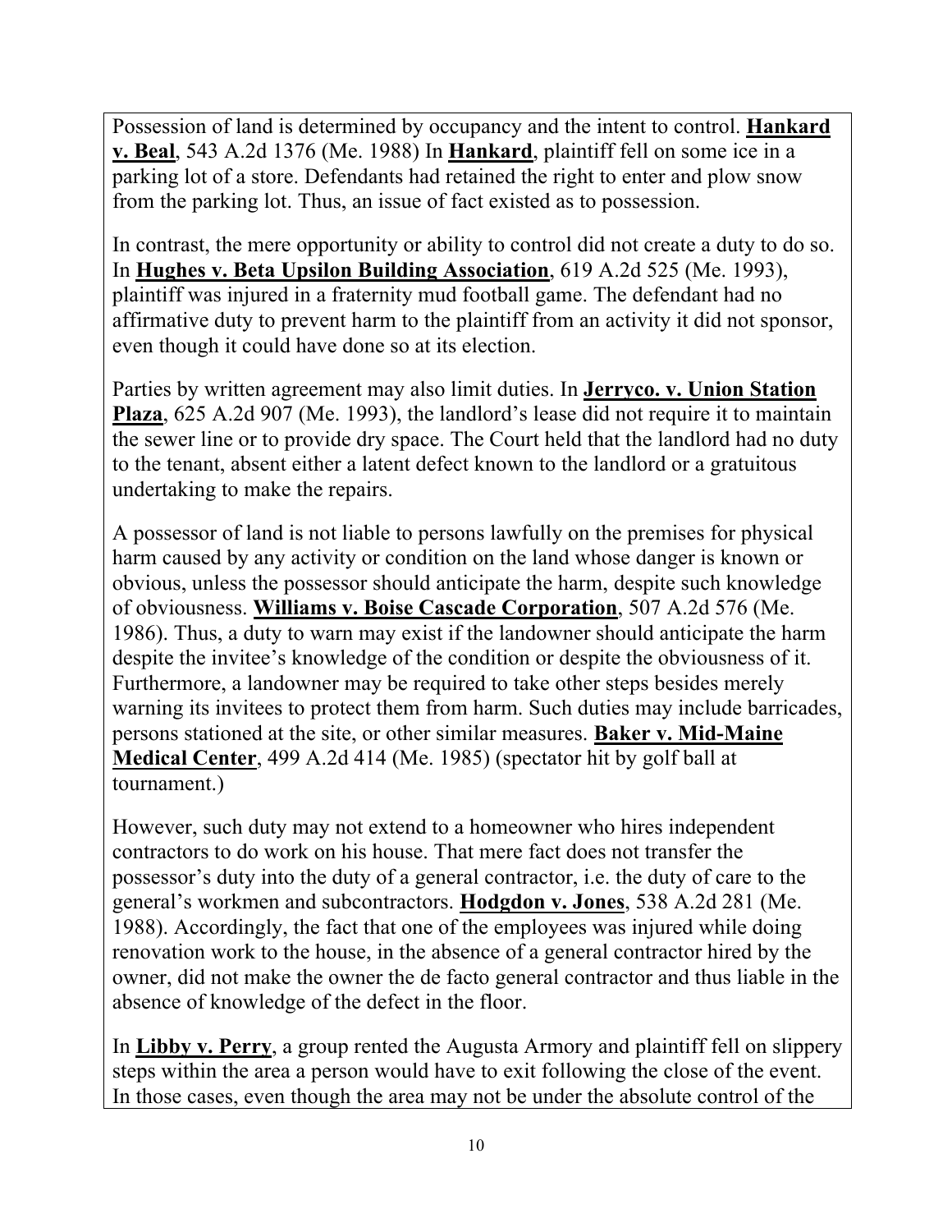Possession of land is determined by occupancy and the intent to control. **Hankard v. Beal**, 543 A.2d 1376 (Me. 1988) In **Hankard**, plaintiff fell on some ice in a parking lot of a store. Defendants had retained the right to enter and plow snow from the parking lot. Thus, an issue of fact existed as to possession.

In contrast, the mere opportunity or ability to control did not create a duty to do so. In **Hughes v. Beta Upsilon Building Association**, 619 A.2d 525 (Me. 1993), plaintiff was injured in a fraternity mud football game. The defendant had no affirmative duty to prevent harm to the plaintiff from an activity it did not sponsor, even though it could have done so at its election.

Parties by written agreement may also limit duties. In **Jerryco. v. Union Station Plaza**, 625 A.2d 907 (Me. 1993), the landlord's lease did not require it to maintain the sewer line or to provide dry space. The Court held that the landlord had no duty to the tenant, absent either a latent defect known to the landlord or a gratuitous undertaking to make the repairs.

A possessor of land is not liable to persons lawfully on the premises for physical harm caused by any activity or condition on the land whose danger is known or obvious, unless the possessor should anticipate the harm, despite such knowledge of obviousness. **Williams v. Boise Cascade Corporation**, 507 A.2d 576 (Me. 1986). Thus, a duty to warn may exist if the landowner should anticipate the harm despite the invitee's knowledge of the condition or despite the obviousness of it. Furthermore, a landowner may be required to take other steps besides merely warning its invitees to protect them from harm. Such duties may include barricades, persons stationed at the site, or other similar measures. **Baker v. Mid-Maine Medical Center**, 499 A.2d 414 (Me. 1985) (spectator hit by golf ball at tournament.)

However, such duty may not extend to a homeowner who hires independent contractors to do work on his house. That mere fact does not transfer the possessor's duty into the duty of a general contractor, i.e. the duty of care to the general's workmen and subcontractors. **Hodgdon v. Jones**, 538 A.2d 281 (Me. 1988). Accordingly, the fact that one of the employees was injured while doing renovation work to the house, in the absence of a general contractor hired by the owner, did not make the owner the de facto general contractor and thus liable in the absence of knowledge of the defect in the floor.

In **Libby v. Perry**, a group rented the Augusta Armory and plaintiff fell on slippery steps within the area a person would have to exit following the close of the event. In those cases, even though the area may not be under the absolute control of the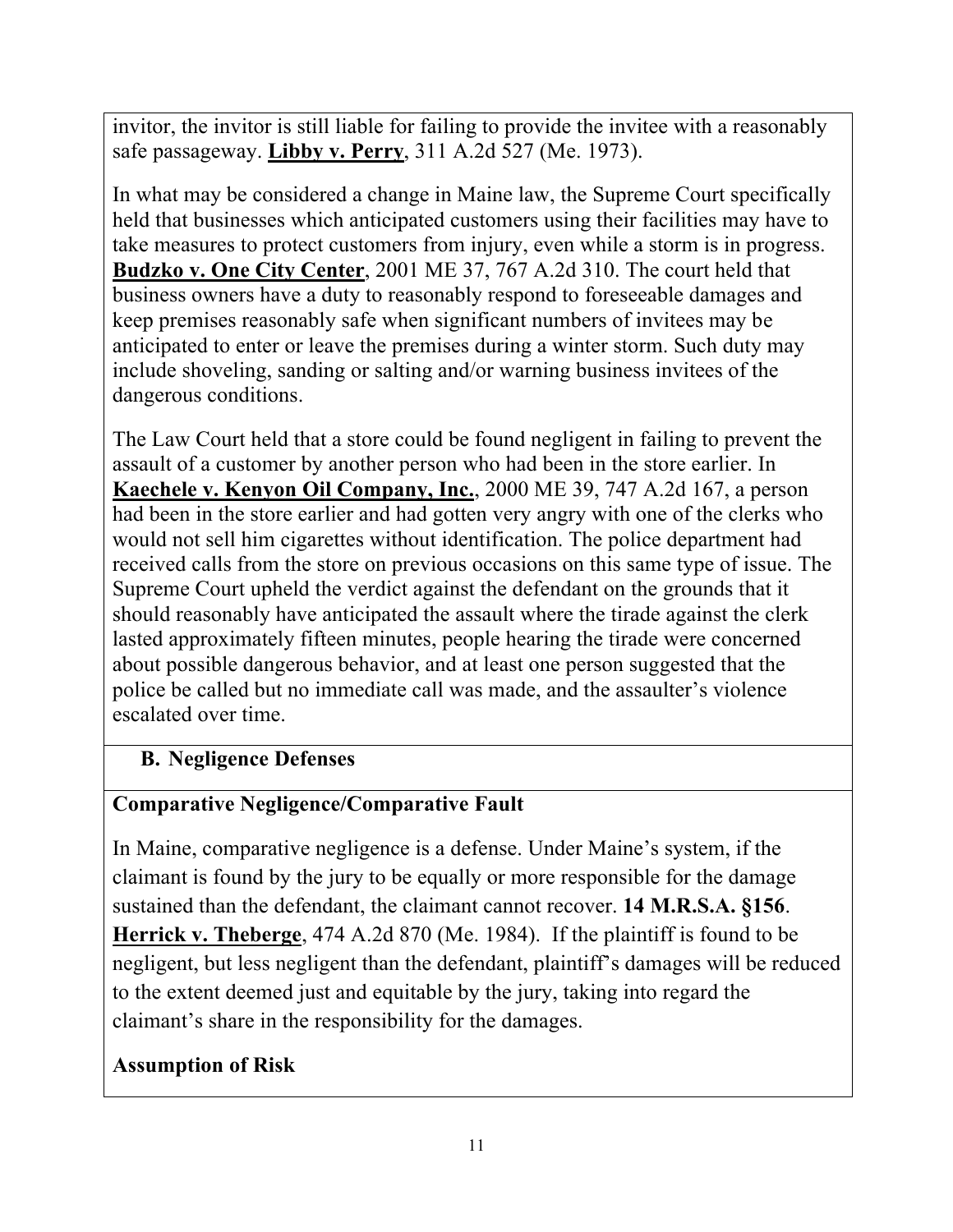invitor, the invitor is still liable for failing to provide the invitee with a reasonably safe passageway. **Libby v. Perry**, 311 A.2d 527 (Me. 1973).

In what may be considered a change in Maine law, the Supreme Court specifically held that businesses which anticipated customers using their facilities may have to take measures to protect customers from injury, even while a storm is in progress. **Budzko v. One City Center**, 2001 ME 37, 767 A.2d 310. The court held that business owners have a duty to reasonably respond to foreseeable damages and keep premises reasonably safe when significant numbers of invitees may be anticipated to enter or leave the premises during a winter storm. Such duty may include shoveling, sanding or salting and/or warning business invitees of the dangerous conditions.

The Law Court held that a store could be found negligent in failing to prevent the assault of a customer by another person who had been in the store earlier. In **Kaechele v. Kenyon Oil Company, Inc.**, 2000 ME 39, 747 A.2d 167, a person had been in the store earlier and had gotten very angry with one of the clerks who would not sell him cigarettes without identification. The police department had received calls from the store on previous occasions on this same type of issue. The Supreme Court upheld the verdict against the defendant on the grounds that it should reasonably have anticipated the assault where the tirade against the clerk lasted approximately fifteen minutes, people hearing the tirade were concerned about possible dangerous behavior, and at least one person suggested that the police be called but no immediate call was made, and the assaulter's violence escalated over time.

## B. Negligence Defenses

### Comparative Negligence/Comparative Fault

In Maine, comparative negligence is a defense. Under Maine's system, if the claimant is found by the jury to be equally or more responsible for the damage sustained than the defendant, the claimant cannot recover. **14 M.R.S.A. §156**. **Herrick v. Theberge**, 474 A.2d 870 (Me. 1984). If the plaintiff is found to be negligent, but less negligent than the defendant, plaintiff's damages will be reduced to the extent deemed just and equitable by the jury, taking into regard the claimant's share in the responsibility for the damages.

### Assumption of Risk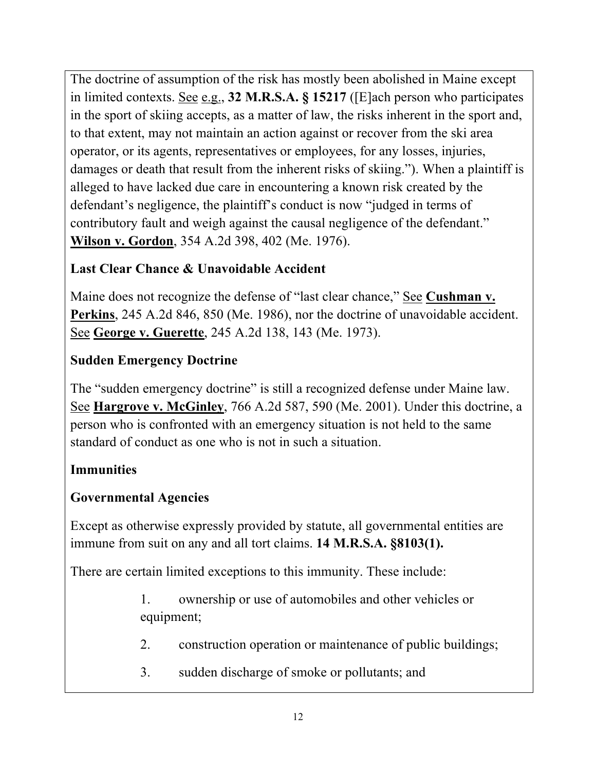The doctrine of assumption of the risk has mostly been abolished in Maine except in limited contexts. See e.g., **32 M.R.S.A. § 15217** ([E]ach person who participates in the sport of skiing accepts, as a matter of law, the risks inherent in the sport and, to that extent, may not maintain an action against or recover from the ski area operator, or its agents, representatives or employees, for any losses, injuries, damages or death that result from the inherent risks of skiing."). When a plaintiff is alleged to have lacked due care in encountering a known risk created by the defendant's negligence, the plaintiff's conduct is now "judged in terms of contributory fault and weigh against the causal negligence of the defendant." **Wilson v. Gordon**, 354 A.2d 398, 402 (Me. 1976).

**Last Clear Chance & Unavoidable Accident**

Maine does not recognize the defense of "last clear chance," See **Cushman v. Perkins**, 245 A.2d 846, 850 (Me. 1986), nor the doctrine of unavoidable accident. See **George v. Guerette**, 245 A.2d 138, 143 (Me. 1973).

**Sudden Emergency Doctrine**

The "sudden emergency doctrine" is still a recognized defense under Maine law. See **Hargrove v. McGinley**, 766 A.2d 587, 590 (Me. 2001). Under this doctrine, a person who is confronted with an emergency situation is not held to the same standard of conduct as one who is not in such a situation.

**Immunities**

**Governmental Agencies**

Except as otherwise expressly provided by statute, all governmental entities are immune from suit on any and all tort claims. **14 M.R.S.A. §8103(1).**

There are certain limited exceptions to this immunity. These include:

1. ownership or use of automobiles and other vehicles or equipment;
2. construction operation or maintenance of public buildings;
3. sudden discharge of smoke or pollutants; and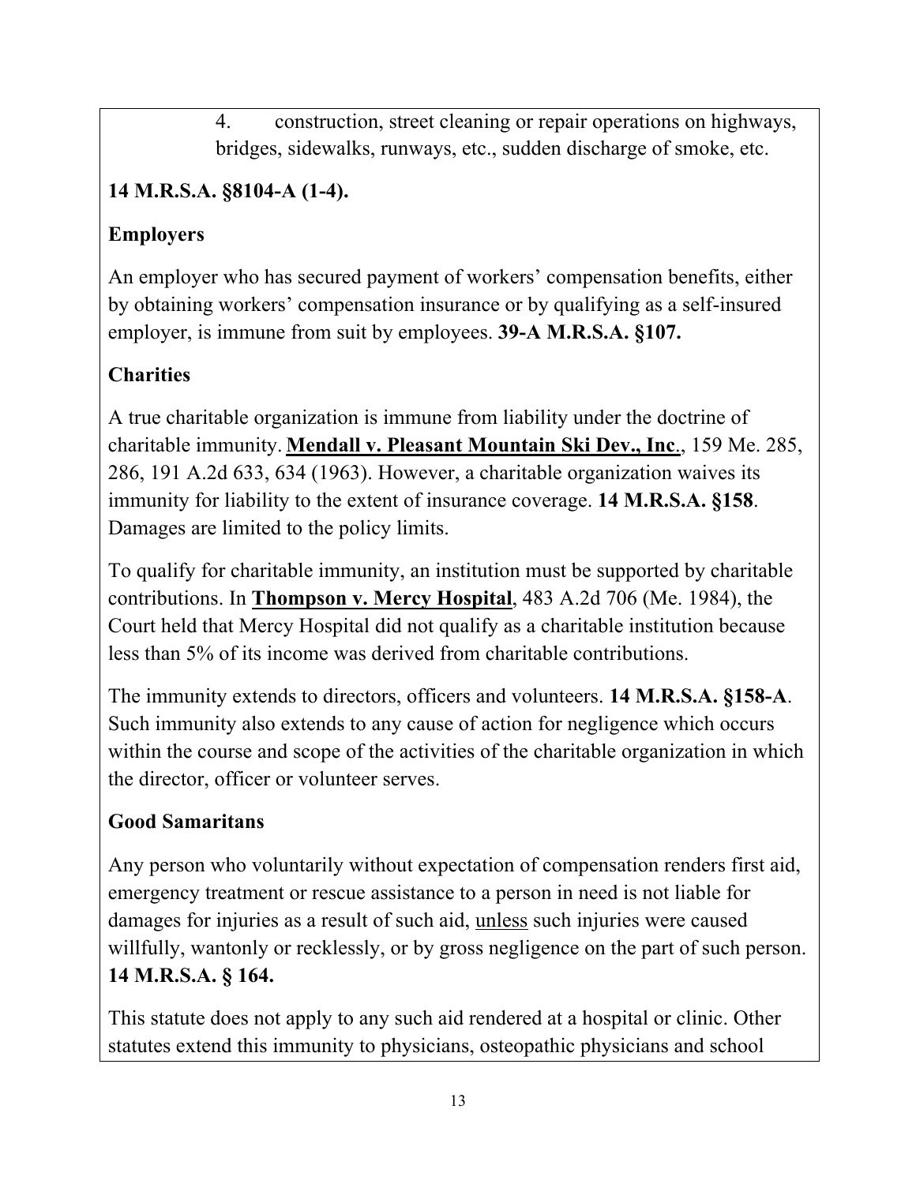4. construction, street cleaning or repair operations on highways, bridges, sidewalks, runways, etc., sudden discharge of smoke, etc.

**14 M.R.S.A. §8104-A (1-4).**

**Employers**

An employer who has secured payment of workers' compensation benefits, either by obtaining workers' compensation insurance or by qualifying as a self-insured employer, is immune from suit by employees. **39-A M.R.S.A. §107.**

**Charities**

A true charitable organization is immune from liability under the doctrine of charitable immunity. **Mendall v. Pleasant Mountain Ski Dev., Inc**., 159 Me. 285, 286, 191 A.2d 633, 634 (1963). However, a charitable organization waives its immunity for liability to the extent of insurance coverage. **14 M.R.S.A. §158**. Damages are limited to the policy limits.

To qualify for charitable immunity, an institution must be supported by charitable contributions. In **Thompson v. Mercy Hospital**, 483 A.2d 706 (Me. 1984), the Court held that Mercy Hospital did not qualify as a charitable institution because less than 5% of its income was derived from charitable contributions.

The immunity extends to directors, officers and volunteers. **14 M.R.S.A. §158-A**. Such immunity also extends to any cause of action for negligence which occurs within the course and scope of the activities of the charitable organization in which the director, officer or volunteer serves.

**Good Samaritans**

Any person who voluntarily without expectation of compensation renders first aid, emergency treatment or rescue assistance to a person in need is not liable for damages for injuries as a result of such aid, unless such injuries were caused willfully, wantonly or recklessly, or by gross negligence on the part of such person. **14 M.R.S.A. § 164.**

This statute does not apply to any such aid rendered at a hospital or clinic. Other statutes extend this immunity to physicians, osteopathic physicians and school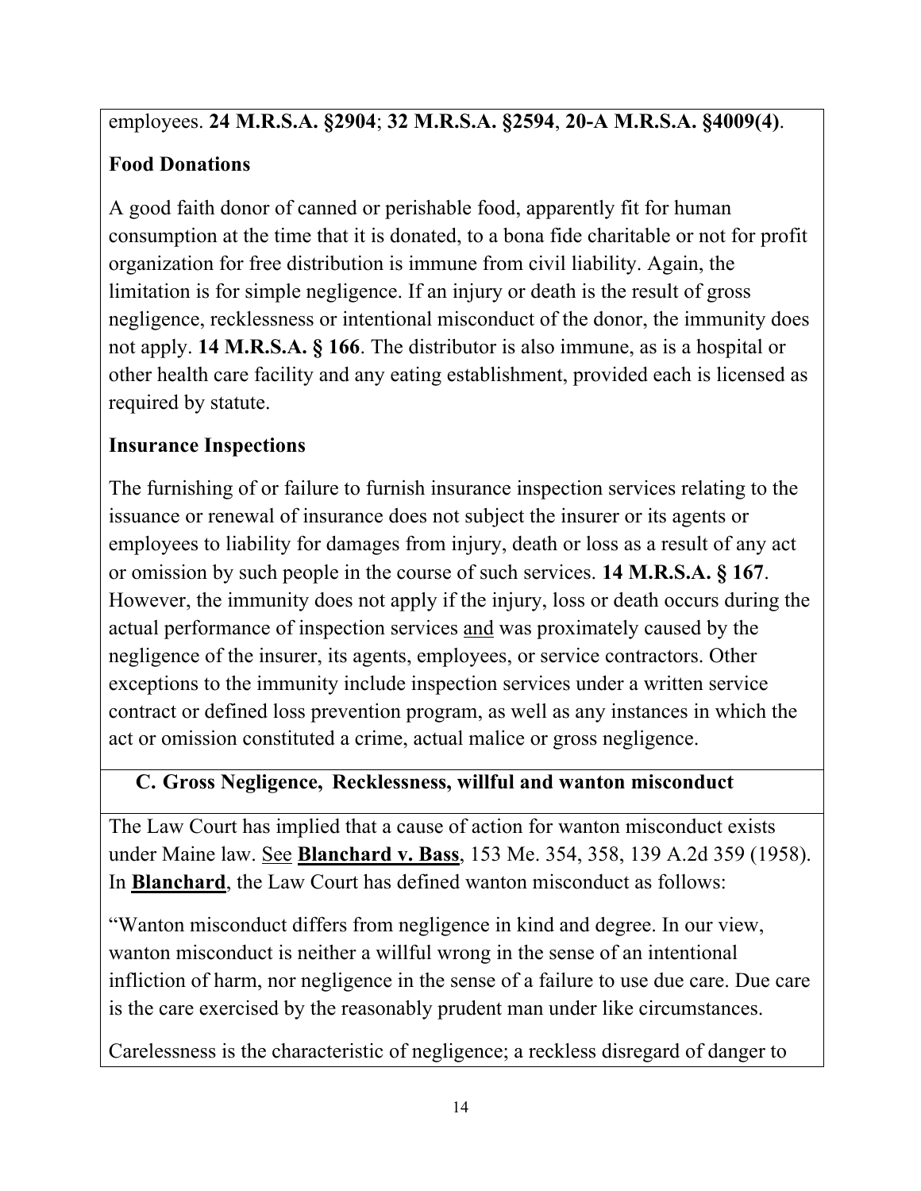employees. **24 M.R.S.A. §2904**; **32 M.R.S.A. §2594**, **20-A M.R.S.A. §4009(4)**.

**Food Donations**

A good faith donor of canned or perishable food, apparently fit for human consumption at the time that it is donated, to a bona fide charitable or not for profit organization for free distribution is immune from civil liability. Again, the limitation is for simple negligence. If an injury or death is the result of gross negligence, recklessness or intentional misconduct of the donor, the immunity does not apply. **14 M.R.S.A. § 166**. The distributor is also immune, as is a hospital or other health care facility and any eating establishment, provided each is licensed as required by statute.

**Insurance Inspections**

The furnishing of or failure to furnish insurance inspection services relating to the issuance or renewal of insurance does not subject the insurer or its agents or employees to liability for damages from injury, death or loss as a result of any act or omission by such people in the course of such services. **14 M.R.S.A. § 167**. However, the immunity does not apply if the injury, loss or death occurs during the actual performance of inspection services and was proximately caused by the negligence of the insurer, its agents, employees, or service contractors. Other exceptions to the immunity include inspection services under a written service contract or defined loss prevention program, as well as any instances in which the act or omission constituted a crime, actual malice or gross negligence.

### C. Gross Negligence, Recklessness, willful and wanton misconduct

The Law Court has implied that a cause of action for wanton misconduct exists under Maine law. See **Blanchard v. Bass**, 153 Me. 354, 358, 139 A.2d 359 (1958). In **Blanchard**, the Law Court has defined wanton misconduct as follows:

"Wanton misconduct differs from negligence in kind and degree. In our view, wanton misconduct is neither a willful wrong in the sense of an intentional infliction of harm, nor negligence in the sense of a failure to use due care. Due care is the care exercised by the reasonably prudent man under like circumstances.

Carelessness is the characteristic of negligence; a reckless disregard of danger to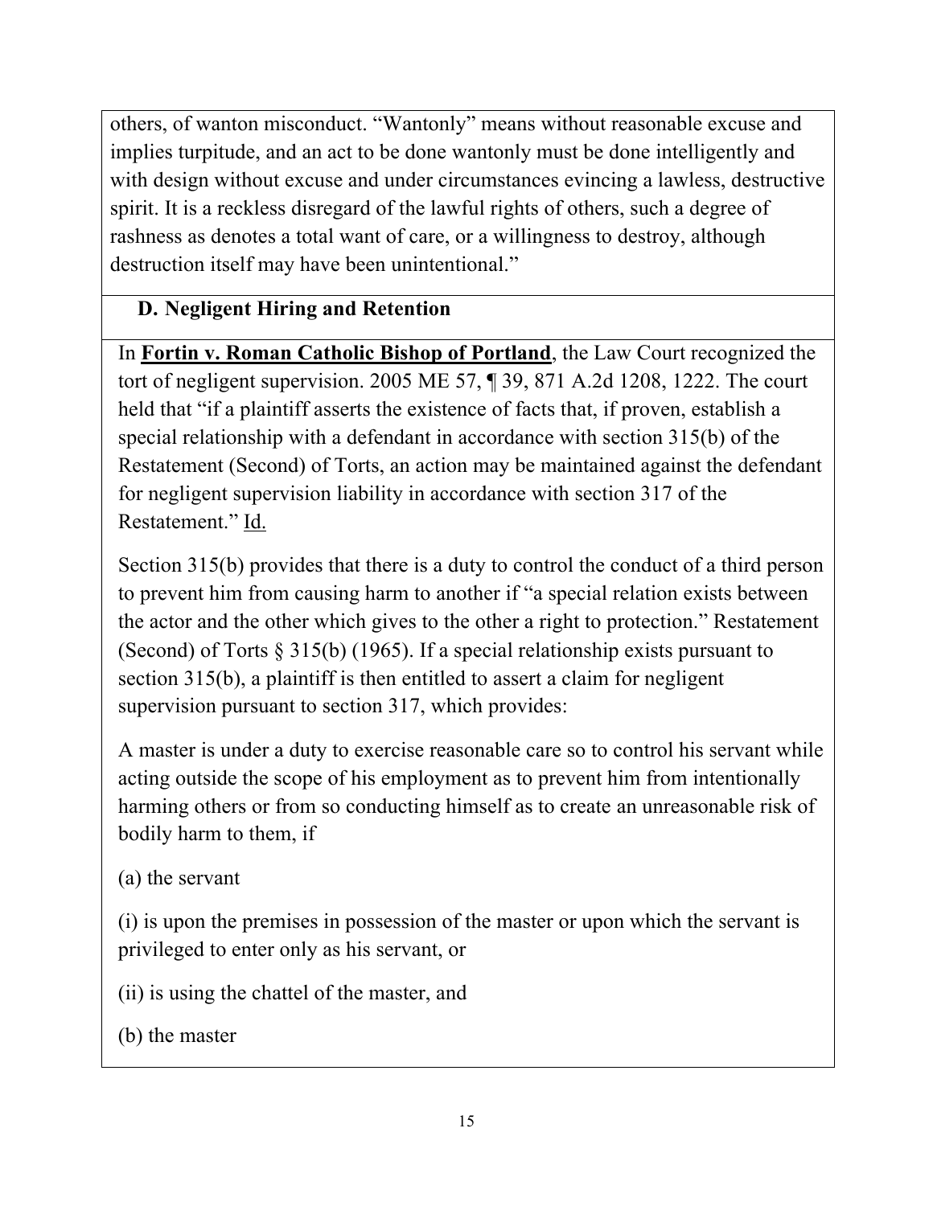others, of wanton misconduct. "Wantonly" means without reasonable excuse and implies turpitude, and an act to be done wantonly must be done intelligently and with design without excuse and under circumstances evincing a lawless, destructive spirit. It is a reckless disregard of the lawful rights of others, such a degree of rashness as denotes a total want of care, or a willingness to destroy, although destruction itself may have been unintentional."

### D. Negligent Hiring and Retention

In **Fortin v. Roman Catholic Bishop of Portland**, the Law Court recognized the tort of negligent supervision. 2005 ME 57, ¶ 39, 871 A.2d 1208, 1222. The court held that "if a plaintiff asserts the existence of facts that, if proven, establish a special relationship with a defendant in accordance with section 315(b) of the Restatement (Second) of Torts, an action may be maintained against the defendant for negligent supervision liability in accordance with section 317 of the Restatement." Id.

Section 315(b) provides that there is a duty to control the conduct of a third person to prevent him from causing harm to another if "a special relation exists between the actor and the other which gives to the other a right to protection." Restatement (Second) of Torts § 315(b) (1965). If a special relationship exists pursuant to section 315(b), a plaintiff is then entitled to assert a claim for negligent supervision pursuant to section 317, which provides:

A master is under a duty to exercise reasonable care so to control his servant while acting outside the scope of his employment as to prevent him from intentionally harming others or from so conducting himself as to create an unreasonable risk of bodily harm to them, if

(a) the servant

(i) is upon the premises in possession of the master or upon which the servant is privileged to enter only as his servant, or

(ii) is using the chattel of the master, and

(b) the master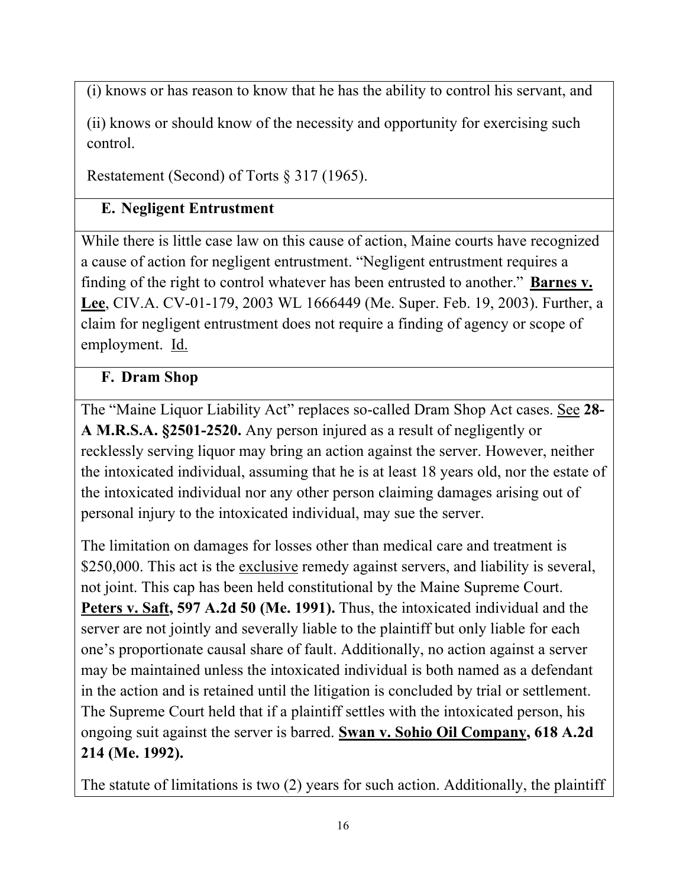(i) knows or has reason to know that he has the ability to control his servant, and

(ii) knows or should know of the necessity and opportunity for exercising such control.

Restatement (Second) of Torts § 317 (1965).

### E. Negligent Entrustment

While there is little case law on this cause of action, Maine courts have recognized a cause of action for negligent entrustment. "Negligent entrustment requires a finding of the right to control whatever has been entrusted to another." **Barnes v. Lee**, CIV.A. CV-01-179, 2003 WL 1666449 (Me. Super. Feb. 19, 2003). Further, a claim for negligent entrustment does not require a finding of agency or scope of employment. Id.

### F. Dram Shop

The "Maine Liquor Liability Act" replaces so-called Dram Shop Act cases. See **28-A M.R.S.A. §2501-2520.** Any person injured as a result of negligently or recklessly serving liquor may bring an action against the server. However, neither the intoxicated individual, assuming that he is at least 18 years old, nor the estate of the intoxicated individual nor any other person claiming damages arising out of personal injury to the intoxicated individual, may sue the server.

The limitation on damages for losses other than medical care and treatment is \$250,000. This act is the exclusive remedy against servers, and liability is several, not joint. This cap has been held constitutional by the Maine Supreme Court. **Peters v. Saft, 597 A.2d 50 (Me. 1991).** Thus, the intoxicated individual and the server are not jointly and severally liable to the plaintiff but only liable for each one's proportionate causal share of fault. Additionally, no action against a server may be maintained unless the intoxicated individual is both named as a defendant in the action and is retained until the litigation is concluded by trial or settlement. The Supreme Court held that if a plaintiff settles with the intoxicated person, his ongoing suit against the server is barred. **Swan v. Sohio Oil Company, 618 A.2d 214 (Me. 1992).**

The statute of limitations is two (2) years for such action. Additionally, the plaintiff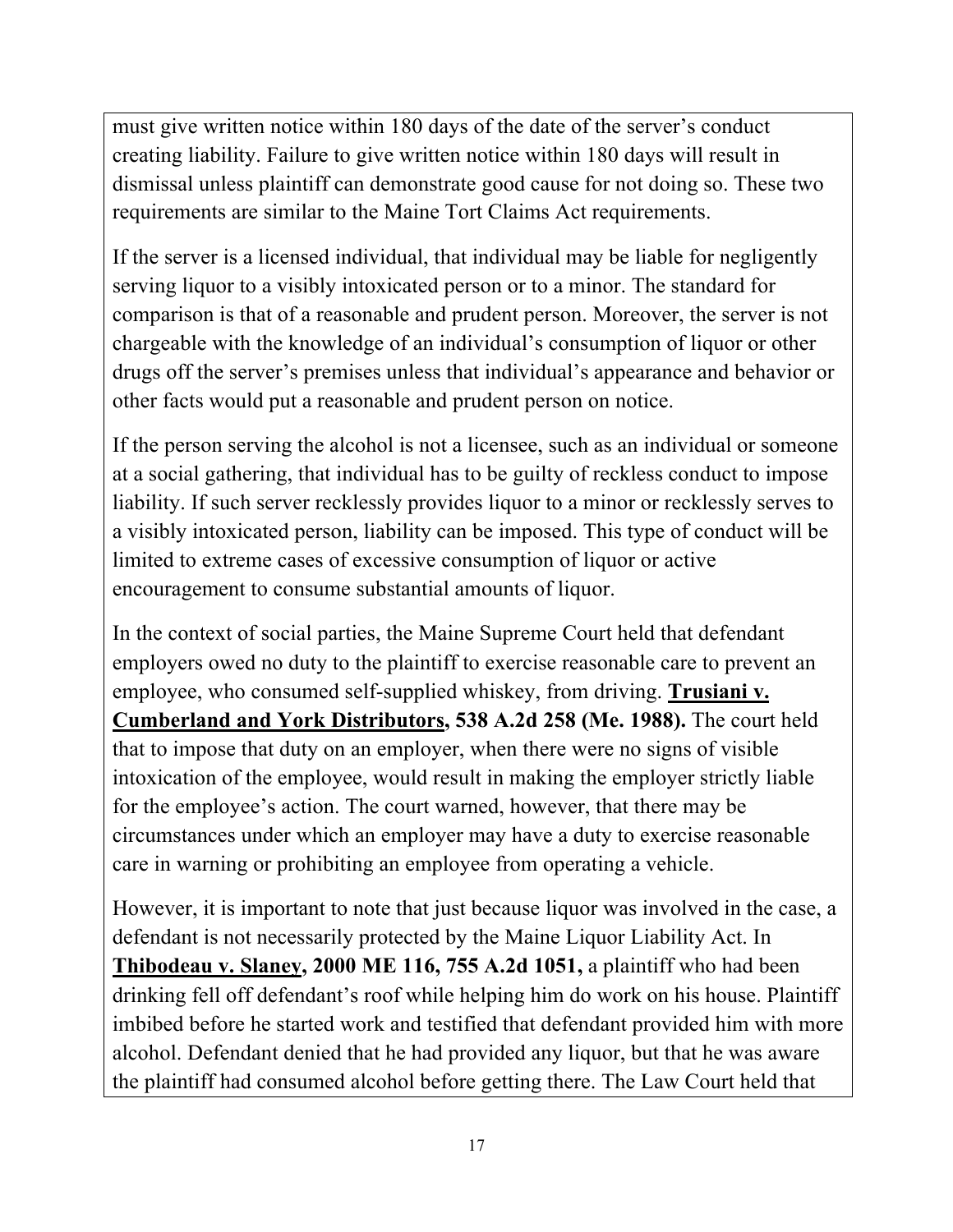must give written notice within 180 days of the date of the server's conduct creating liability. Failure to give written notice within 180 days will result in dismissal unless plaintiff can demonstrate good cause for not doing so. These two requirements are similar to the Maine Tort Claims Act requirements.

If the server is a licensed individual, that individual may be liable for negligently serving liquor to a visibly intoxicated person or to a minor. The standard for comparison is that of a reasonable and prudent person. Moreover, the server is not chargeable with the knowledge of an individual's consumption of liquor or other drugs off the server's premises unless that individual's appearance and behavior or other facts would put a reasonable and prudent person on notice.

If the person serving the alcohol is not a licensee, such as an individual or someone at a social gathering, that individual has to be guilty of reckless conduct to impose liability. If such server recklessly provides liquor to a minor or recklessly serves to a visibly intoxicated person, liability can be imposed. This type of conduct will be limited to extreme cases of excessive consumption of liquor or active encouragement to consume substantial amounts of liquor.

In the context of social parties, the Maine Supreme Court held that defendant employers owed no duty to the plaintiff to exercise reasonable care to prevent an employee, who consumed self-supplied whiskey, from driving. **Trusiani v. Cumberland and York Distributors, 538 A.2d 258 (Me. 1988).** The court held that to impose that duty on an employer, when there were no signs of visible intoxication of the employee, would result in making the employer strictly liable for the employee's action. The court warned, however, that there may be circumstances under which an employer may have a duty to exercise reasonable care in warning or prohibiting an employee from operating a vehicle.

However, it is important to note that just because liquor was involved in the case, a defendant is not necessarily protected by the Maine Liquor Liability Act. In **Thibodeau v. Slaney, 2000 ME 116, 755 A.2d 1051,** a plaintiff who had been drinking fell off defendant's roof while helping him do work on his house. Plaintiff imbibed before he started work and testified that defendant provided him with more alcohol. Defendant denied that he had provided any liquor, but that he was aware the plaintiff had consumed alcohol before getting there. The Law Court held that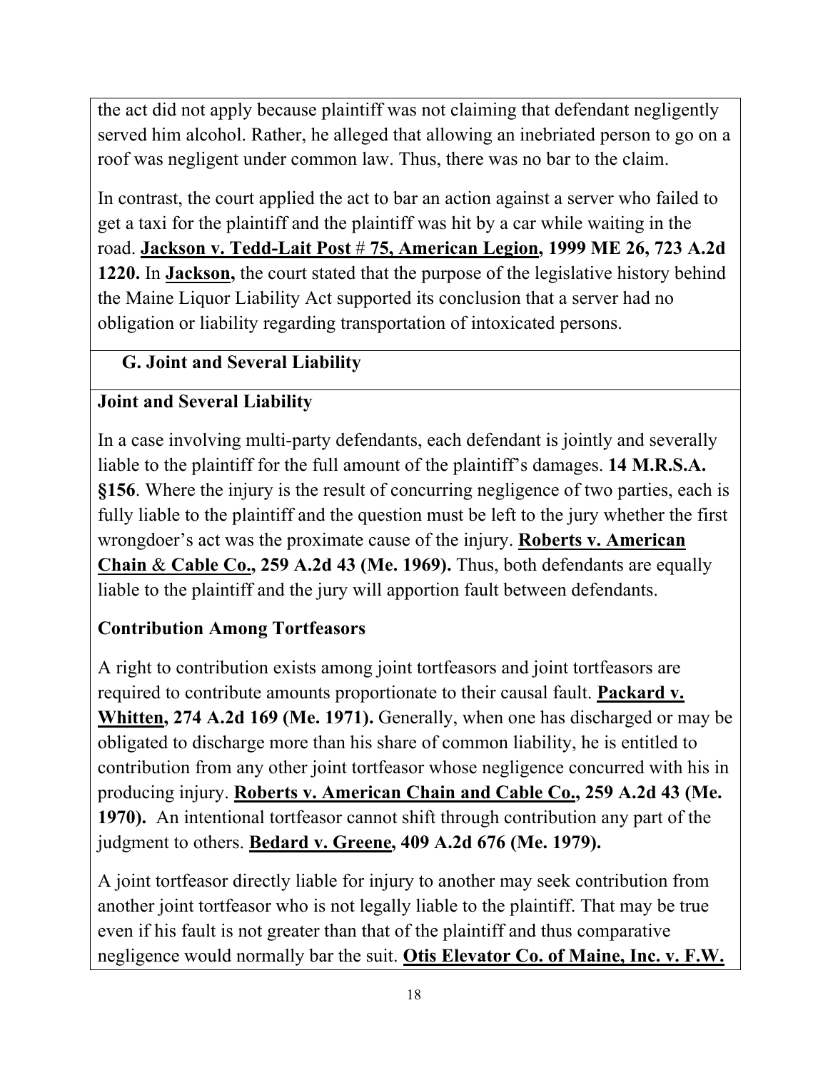the act did not apply because plaintiff was not claiming that defendant negligently served him alcohol. Rather, he alleged that allowing an inebriated person to go on a roof was negligent under common law. Thus, there was no bar to the claim.

In contrast, the court applied the act to bar an action against a server who failed to get a taxi for the plaintiff and the plaintiff was hit by a car while waiting in the road. **Jackson v. Tedd-Lait Post # 75, American Legion, 1999 ME 26, 723 A.2d 1220.** In **Jackson,** the court stated that the purpose of the legislative history behind the Maine Liquor Liability Act supported its conclusion that a server had no obligation or liability regarding transportation of intoxicated persons.

## G. Joint and Several Liability

**Joint and Several Liability**

In a case involving multi-party defendants, each defendant is jointly and severally liable to the plaintiff for the full amount of the plaintiff's damages. **14 M.R.S.A. §156**. Where the injury is the result of concurring negligence of two parties, each is fully liable to the plaintiff and the question must be left to the jury whether the first wrongdoer's act was the proximate cause of the injury. **Roberts v. American Chain & Cable Co., 259 A.2d 43 (Me. 1969).** Thus, both defendants are equally liable to the plaintiff and the jury will apportion fault between defendants.

**Contribution Among Tortfeasors**

A right to contribution exists among joint tortfeasors and joint tortfeasors are required to contribute amounts proportionate to their causal fault. **Packard v. Whitten, 274 A.2d 169 (Me. 1971).** Generally, when one has discharged or may be obligated to discharge more than his share of common liability, he is entitled to contribution from any other joint tortfeasor whose negligence concurred with his in producing injury. **Roberts v. American Chain and Cable Co., 259 A.2d 43 (Me. 1970).** An intentional tortfeasor cannot shift through contribution any part of the judgment to others. **Bedard v. Greene, 409 A.2d 676 (Me. 1979).**

A joint tortfeasor directly liable for injury to another may seek contribution from another joint tortfeasor who is not legally liable to the plaintiff. That may be true even if his fault is not greater than that of the plaintiff and thus comparative negligence would normally bar the suit. **Otis Elevator Co. of Maine, Inc. v. F.W.**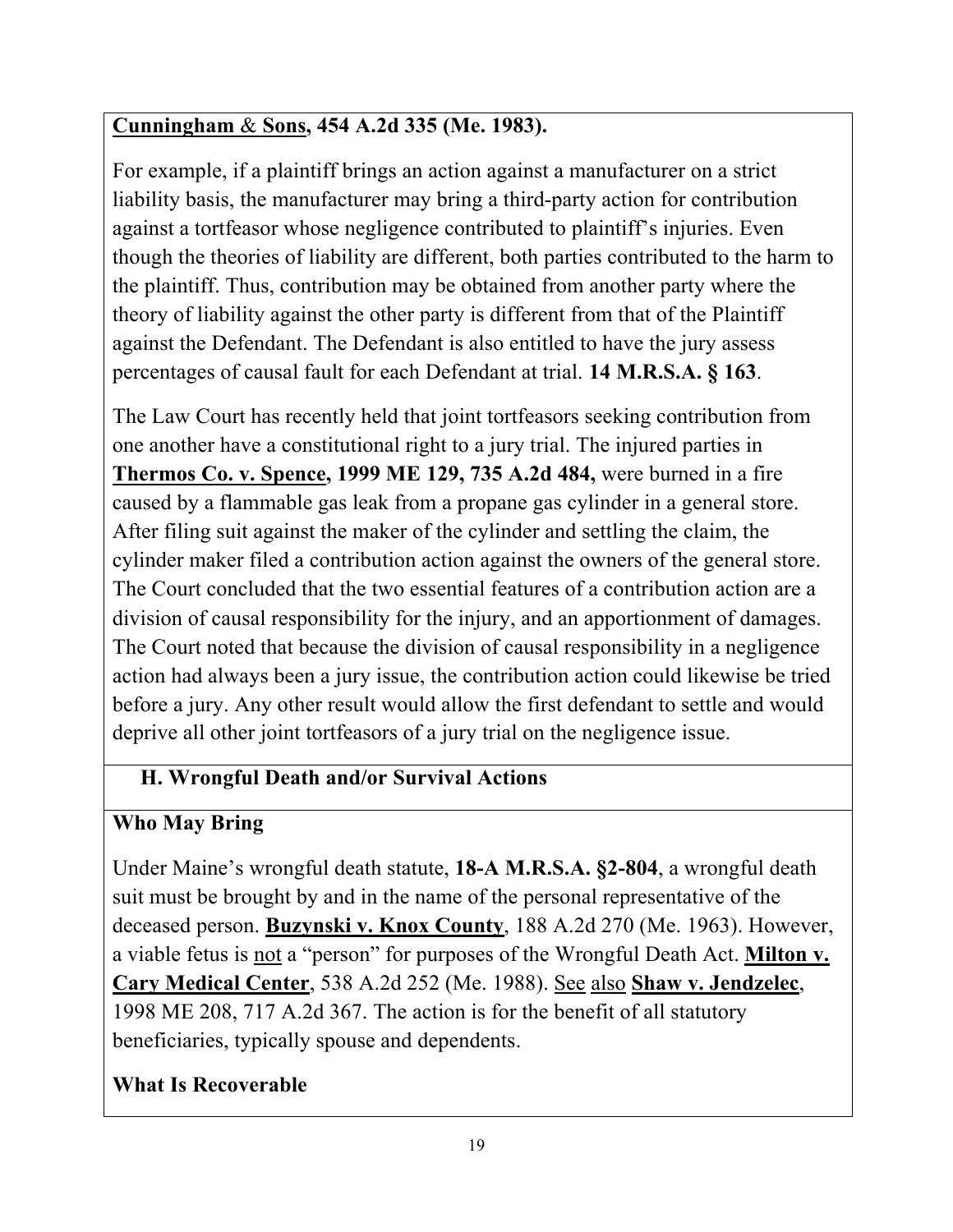**Cunningham & Sons, 454 A.2d 335 (Me. 1983).**

For example, if a plaintiff brings an action against a manufacturer on a strict liability basis, the manufacturer may bring a third-party action for contribution against a tortfeasor whose negligence contributed to plaintiff's injuries. Even though the theories of liability are different, both parties contributed to the harm to the plaintiff. Thus, contribution may be obtained from another party where the theory of liability against the other party is different from that of the Plaintiff against the Defendant. The Defendant is also entitled to have the jury assess percentages of causal fault for each Defendant at trial. **14 M.R.S.A. § 163**.

The Law Court has recently held that joint tortfeasors seeking contribution from one another have a constitutional right to a jury trial. The injured parties in **Thermos Co. v. Spence, 1999 ME 129, 735 A.2d 484,** were burned in a fire caused by a flammable gas leak from a propane gas cylinder in a general store. After filing suit against the maker of the cylinder and settling the claim, the cylinder maker filed a contribution action against the owners of the general store. The Court concluded that the two essential features of a contribution action are a division of causal responsibility for the injury, and an apportionment of damages. The Court noted that because the division of causal responsibility in a negligence action had always been a jury issue, the contribution action could likewise be tried before a jury. Any other result would allow the first defendant to settle and would deprive all other joint tortfeasors of a jury trial on the negligence issue.

## H. Wrongful Death and/or Survival Actions

### Who May Bring

Under Maine's wrongful death statute, **18-A M.R.S.A. §2-804**, a wrongful death suit must be brought by and in the name of the personal representative of the deceased person. **Buzynski v. Knox County**, 188 A.2d 270 (Me. 1963). However, a viable fetus is not a "person" for purposes of the Wrongful Death Act. **Milton v. Cary Medical Center**, 538 A.2d 252 (Me. 1988). See also **Shaw v. Jendzelec**, 1998 ME 208, 717 A.2d 367. The action is for the benefit of all statutory beneficiaries, typically spouse and dependents.

### What Is Recoverable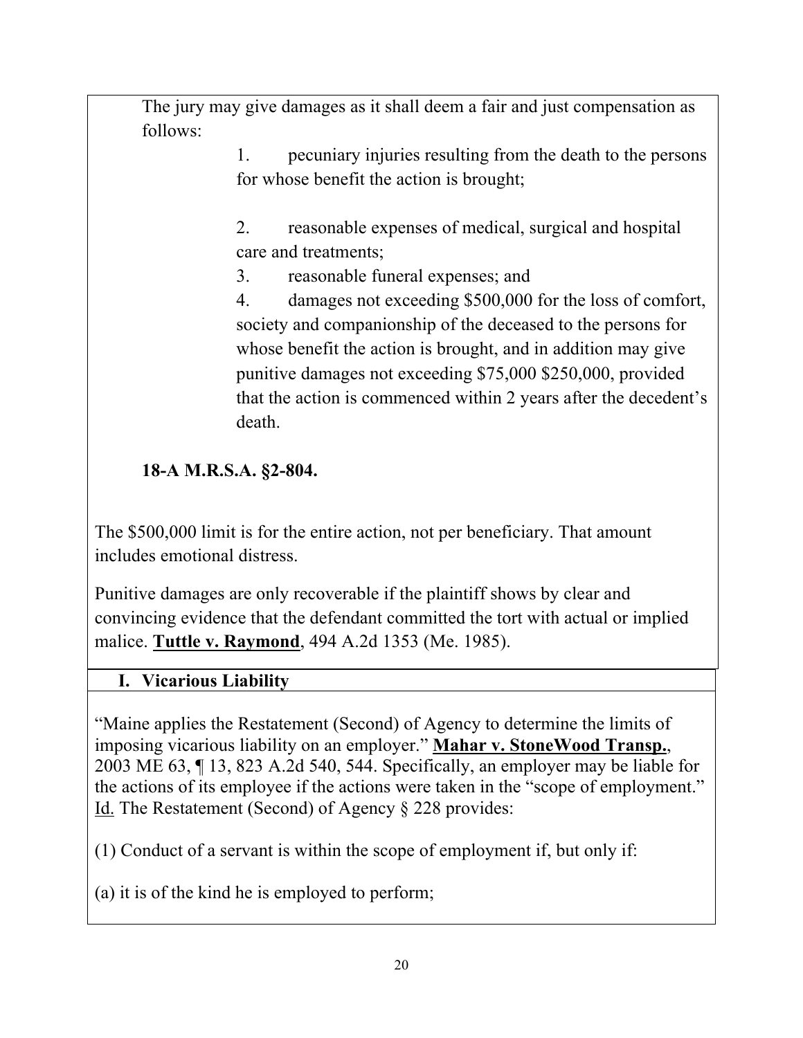The jury may give damages as it shall deem a fair and just compensation as follows:

1. pecuniary injuries resulting from the death to the persons for whose benefit the action is brought;

2. reasonable expenses of medical, surgical and hospital care and treatments;

3. reasonable funeral expenses; and

4. damages not exceeding $500,000 for the loss of comfort, society and companionship of the deceased to the persons for whose benefit the action is brought, and in addition may give punitive damages not exceeding $75,000 $250,000, provided that the action is commenced within 2 years after the decedent's death.

**18-A M.R.S.A. §2-804.**

The $500,000 limit is for the entire action, not per beneficiary. That amount includes emotional distress.

Punitive damages are only recoverable if the plaintiff shows by clear and convincing evidence that the defendant committed the tort with actual or implied malice. **Tuttle v. Raymond**, 494 A.2d 1353 (Me. 1985).

## I. Vicarious Liability

"Maine applies the Restatement (Second) of Agency to determine the limits of imposing vicarious liability on an employer." **Mahar v. StoneWood Transp.**, 2003 ME 63, ¶ 13, 823 A.2d 540, 544. Specifically, an employer may be liable for the actions of its employee if the actions were taken in the "scope of employment." Id. The Restatement (Second) of Agency § 228 provides:

(1) Conduct of a servant is within the scope of employment if, but only if:

(a) it is of the kind he is employed to perform;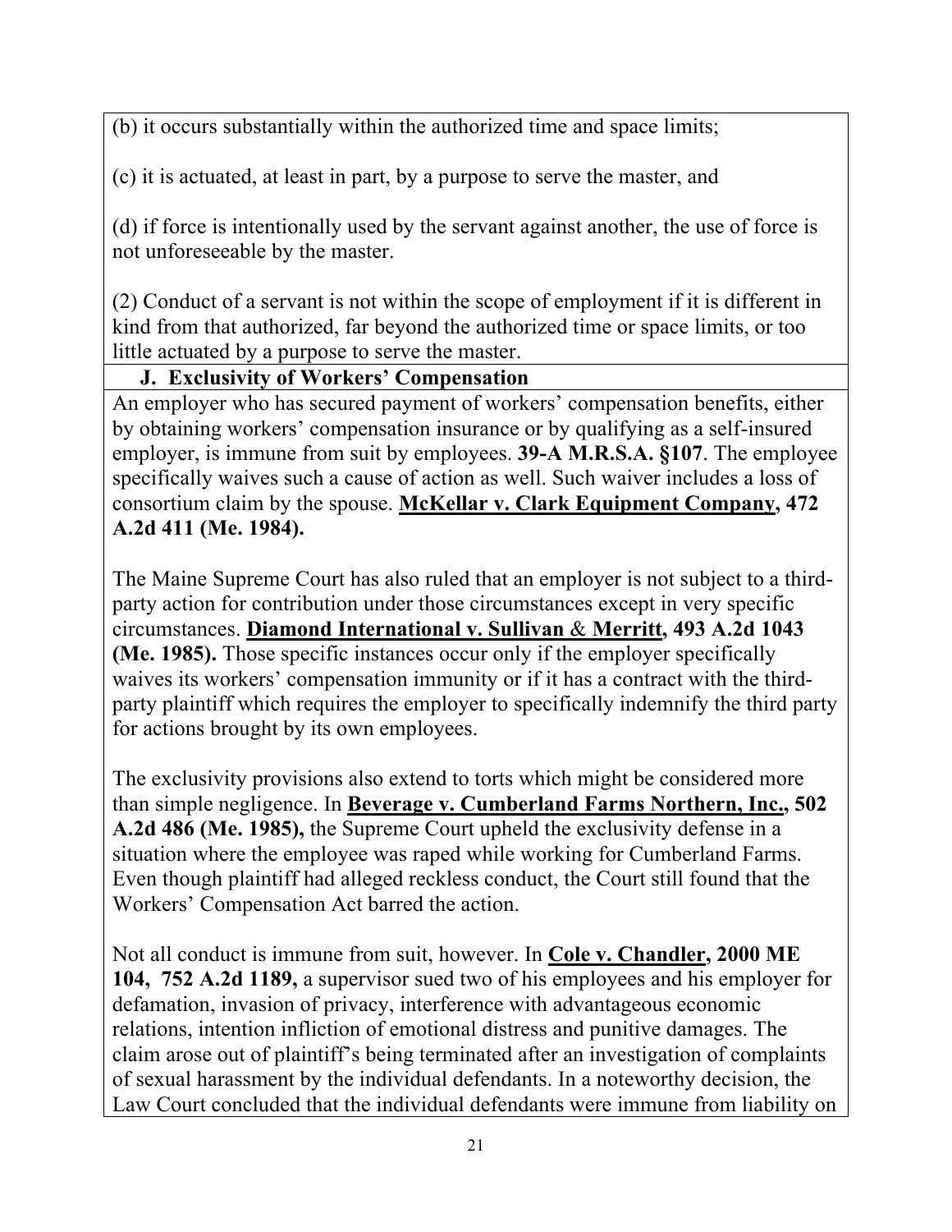(b) it occurs substantially within the authorized time and space limits;

(c) it is actuated, at least in part, by a purpose to serve the master, and

(d) if force is intentionally used by the servant against another, the use of force is not unforeseeable by the master.

(2) Conduct of a servant is not within the scope of employment if it is different in kind from that authorized, far beyond the authorized time or space limits, or too little actuated by a purpose to serve the master.

### J. Exclusivity of Workers' Compensation

An employer who has secured payment of workers' compensation benefits, either by obtaining workers' compensation insurance or by qualifying as a self-insured employer, is immune from suit by employees. **39-A M.R.S.A. §107**. The employee specifically waives such a cause of action as well. Such waiver includes a loss of consortium claim by the spouse. **McKellar v. Clark Equipment Company, 472 A.2d 411 (Me. 1984).**

The Maine Supreme Court has also ruled that an employer is not subject to a third-party action for contribution under those circumstances except in very specific circumstances. **Diamond International v. Sullivan & Merritt, 493 A.2d 1043 (Me. 1985).** Those specific instances occur only if the employer specifically waives its workers' compensation immunity or if it has a contract with the third-party plaintiff which requires the employer to specifically indemnify the third party for actions brought by its own employees.

The exclusivity provisions also extend to torts which might be considered more than simple negligence. In **Beverage v. Cumberland Farms Northern, Inc., 502 A.2d 486 (Me. 1985),** the Supreme Court upheld the exclusivity defense in a situation where the employee was raped while working for Cumberland Farms. Even though plaintiff had alleged reckless conduct, the Court still found that the Workers' Compensation Act barred the action.

Not all conduct is immune from suit, however. In **Cole v. Chandler, 2000 ME 104, 752 A.2d 1189,** a supervisor sued two of his employees and his employer for defamation, invasion of privacy, interference with advantageous economic relations, intention infliction of emotional distress and punitive damages. The claim arose out of plaintiff's being terminated after an investigation of complaints of sexual harassment by the individual defendants. In a noteworthy decision, the Law Court concluded that the individual defendants were immune from liability on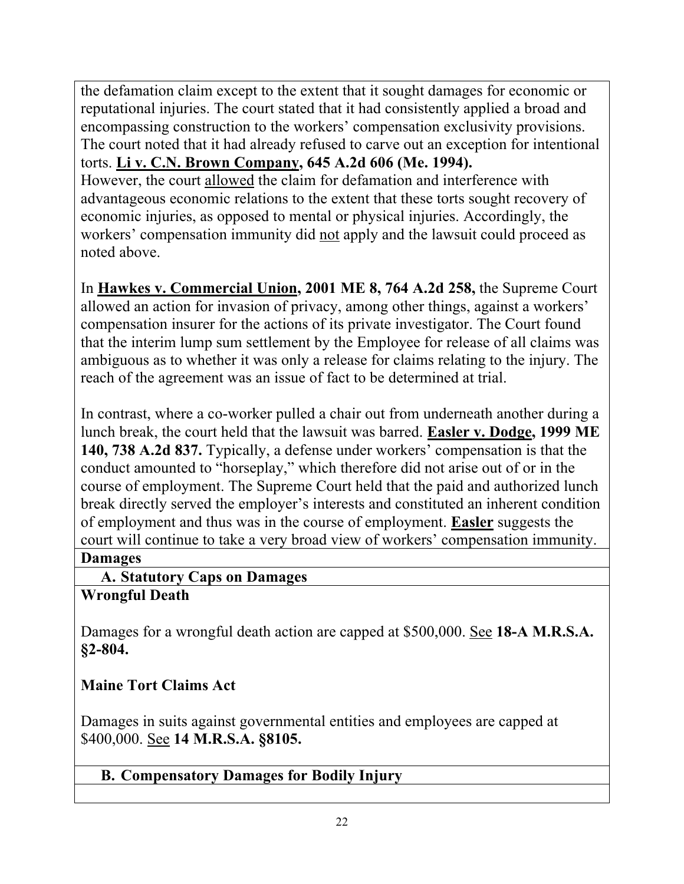the defamation claim except to the extent that it sought damages for economic or reputational injuries. The court stated that it had consistently applied a broad and encompassing construction to the workers' compensation exclusivity provisions. The court noted that it had already refused to carve out an exception for intentional torts. **Li v. C.N. Brown Company, 645 A.2d 606 (Me. 1994).**
However, the court allowed the claim for defamation and interference with advantageous economic relations to the extent that these torts sought recovery of economic injuries, as opposed to mental or physical injuries. Accordingly, the workers' compensation immunity did not apply and the lawsuit could proceed as noted above.

In **Hawkes v. Commercial Union, 2001 ME 8, 764 A.2d 258,** the Supreme Court allowed an action for invasion of privacy, among other things, against a workers' compensation insurer for the actions of its private investigator. The Court found that the interim lump sum settlement by the Employee for release of all claims was ambiguous as to whether it was only a release for claims relating to the injury. The reach of the agreement was an issue of fact to be determined at trial.

In contrast, where a co-worker pulled a chair out from underneath another during a lunch break, the court held that the lawsuit was barred. **Easler v. Dodge, 1999 ME 140, 738 A.2d 837.** Typically, a defense under workers' compensation is that the conduct amounted to "horseplay," which therefore did not arise out of or in the course of employment. The Supreme Court held that the paid and authorized lunch break directly served the employer's interests and constituted an inherent condition of employment and thus was in the course of employment. **Easler** suggests the court will continue to take a very broad view of workers' compensation immunity.

## Damages

### A. Statutory Caps on Damages

**Wrongful Death**

Damages for a wrongful death action are capped at $500,000. See **18-A M.R.S.A. §2-804.**

**Maine Tort Claims Act**

Damages in suits against governmental entities and employees are capped at $400,000. See **14 M.R.S.A. §8105.**

### B. Compensatory Damages for Bodily Injury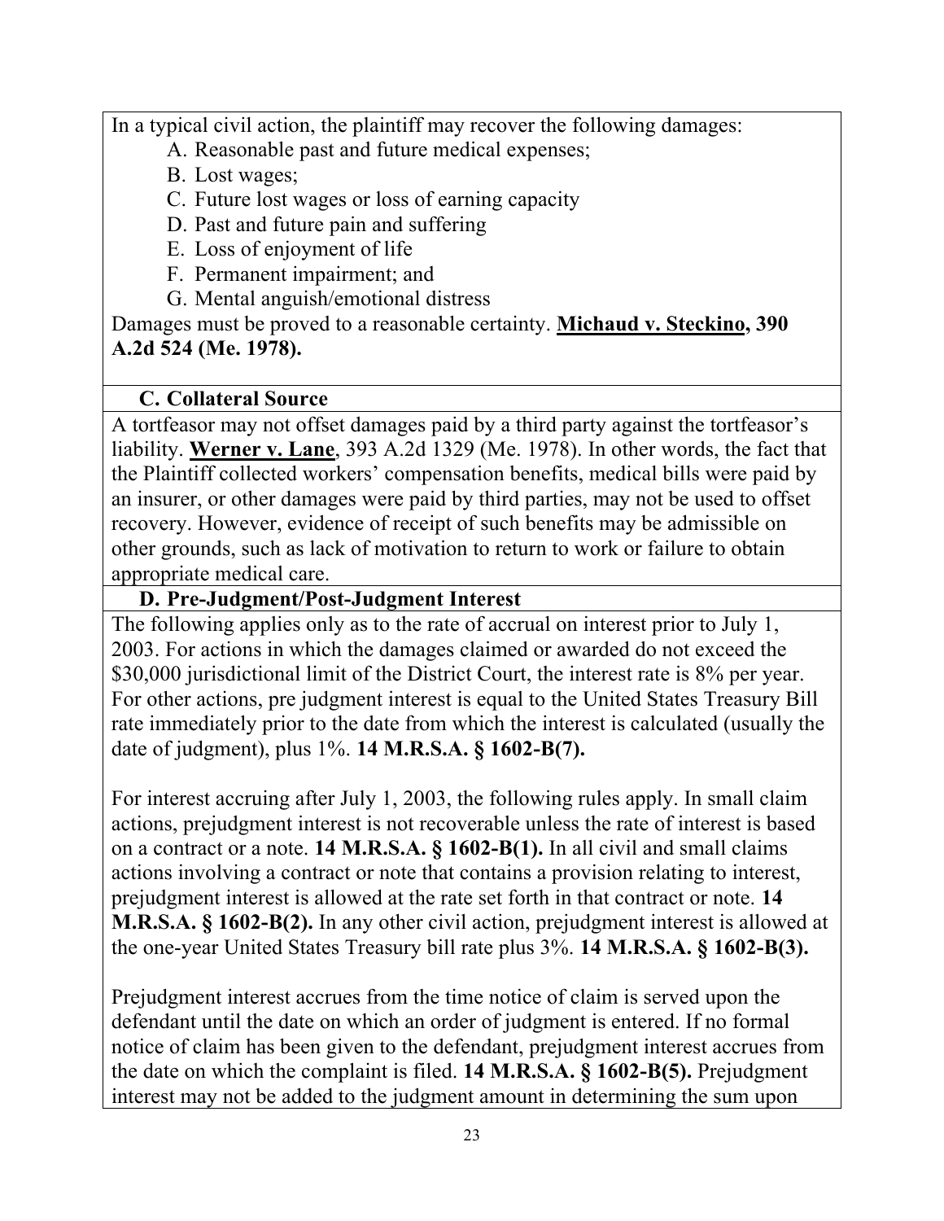In a typical civil action, the plaintiff may recover the following damages:

A. Reasonable past and future medical expenses;
B. Lost wages;
C. Future lost wages or loss of earning capacity
D. Past and future pain and suffering
E. Loss of enjoyment of life
F. Permanent impairment; and
G. Mental anguish/emotional distress

Damages must be proved to a reasonable certainty. **Michaud v. Steckino, 390 A.2d 524 (Me. 1978).**

### C. Collateral Source

A tortfeasor may not offset damages paid by a third party against the tortfeasor's liability. **Werner v. Lane**, 393 A.2d 1329 (Me. 1978). In other words, the fact that the Plaintiff collected workers' compensation benefits, medical bills were paid by an insurer, or other damages were paid by third parties, may not be used to offset recovery. However, evidence of receipt of such benefits may be admissible on other grounds, such as lack of motivation to return to work or failure to obtain appropriate medical care.

### D. Pre-Judgment/Post-Judgment Interest

The following applies only as to the rate of accrual on interest prior to July 1, 2003. For actions in which the damages claimed or awarded do not exceed the $30,000 jurisdictional limit of the District Court, the interest rate is 8% per year. For other actions, pre judgment interest is equal to the United States Treasury Bill rate immediately prior to the date from which the interest is calculated (usually the date of judgment), plus 1%. **14 M.R.S.A. § 1602-B(7).**

For interest accruing after July 1, 2003, the following rules apply. In small claim actions, prejudgment interest is not recoverable unless the rate of interest is based on a contract or a note. **14 M.R.S.A. § 1602-B(1).** In all civil and small claims actions involving a contract or note that contains a provision relating to interest, prejudgment interest is allowed at the rate set forth in that contract or note. **14 M.R.S.A. § 1602-B(2).** In any other civil action, prejudgment interest is allowed at the one-year United States Treasury bill rate plus 3%. **14 M.R.S.A. § 1602-B(3).**

Prejudgment interest accrues from the time notice of claim is served upon the defendant until the date on which an order of judgment is entered. If no formal notice of claim has been given to the defendant, prejudgment interest accrues from the date on which the complaint is filed. **14 M.R.S.A. § 1602-B(5).** Prejudgment interest may not be added to the judgment amount in determining the sum upon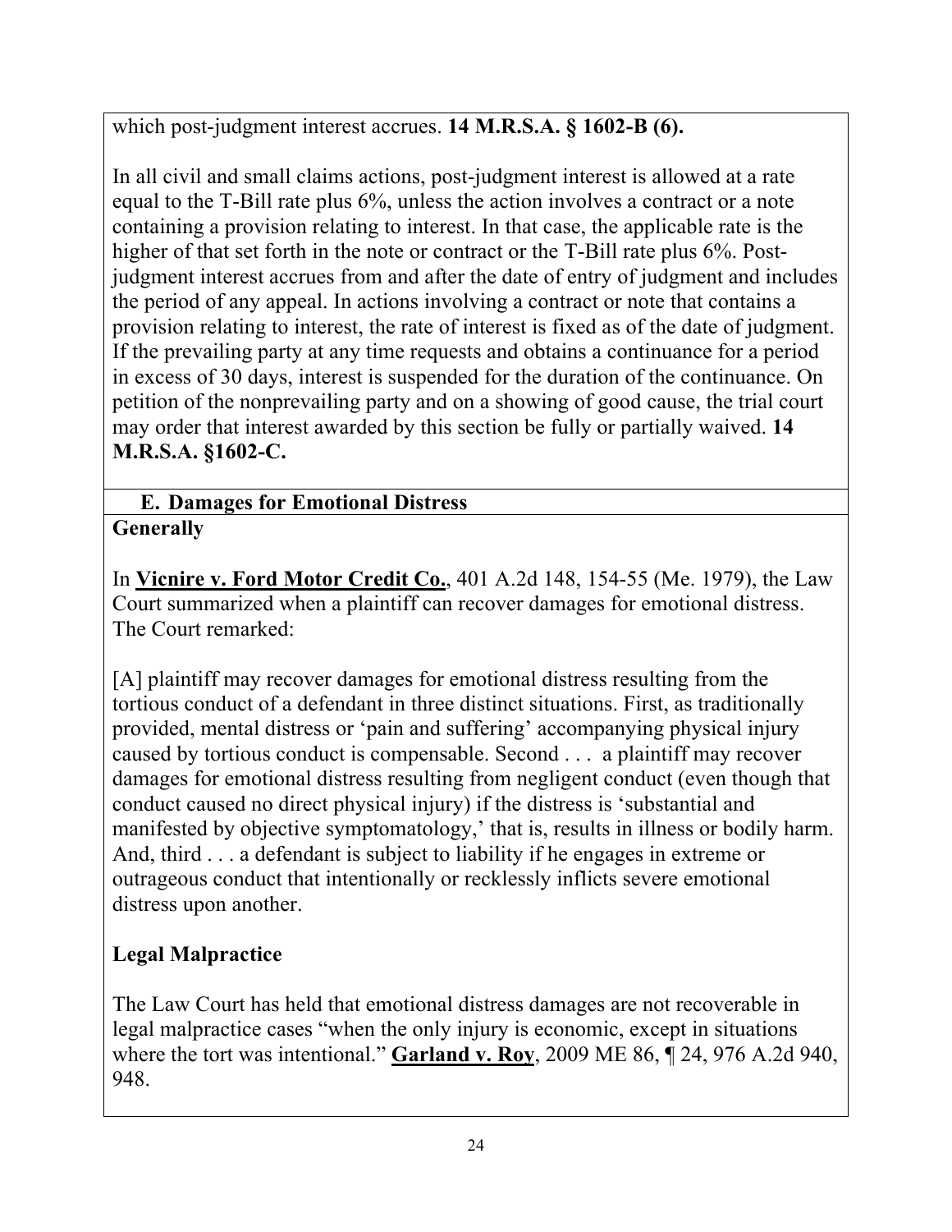which post-judgment interest accrues. **14 M.R.S.A. § 1602-B (6).**

In all civil and small claims actions, post-judgment interest is allowed at a rate equal to the T-Bill rate plus 6%, unless the action involves a contract or a note containing a provision relating to interest. In that case, the applicable rate is the higher of that set forth in the note or contract or the T-Bill rate plus 6%. Post-judgment interest accrues from and after the date of entry of judgment and includes the period of any appeal. In actions involving a contract or note that contains a provision relating to interest, the rate of interest is fixed as of the date of judgment. If the prevailing party at any time requests and obtains a continuance for a period in excess of 30 days, interest is suspended for the duration of the continuance. On petition of the nonprevailing party and on a showing of good cause, the trial court may order that interest awarded by this section be fully or partially waived. **14 M.R.S.A. §1602-C.**

### E. Damages for Emotional Distress

**Generally**

In **Vicnire v. Ford Motor Credit Co.**, 401 A.2d 148, 154-55 (Me. 1979), the Law Court summarized when a plaintiff can recover damages for emotional distress. The Court remarked:

[A] plaintiff may recover damages for emotional distress resulting from the tortious conduct of a defendant in three distinct situations. First, as traditionally provided, mental distress or 'pain and suffering' accompanying physical injury caused by tortious conduct is compensable. Second . . . a plaintiff may recover damages for emotional distress resulting from negligent conduct (even though that conduct caused no direct physical injury) if the distress is 'substantial and manifested by objective symptomatology,' that is, results in illness or bodily harm. And, third . . . a defendant is subject to liability if he engages in extreme or outrageous conduct that intentionally or recklessly inflicts severe emotional distress upon another.

**Legal Malpractice**

The Law Court has held that emotional distress damages are not recoverable in legal malpractice cases "when the only injury is economic, except in situations where the tort was intentional." **Garland v. Roy**, 2009 ME 86, ¶ 24, 976 A.2d 940, 948.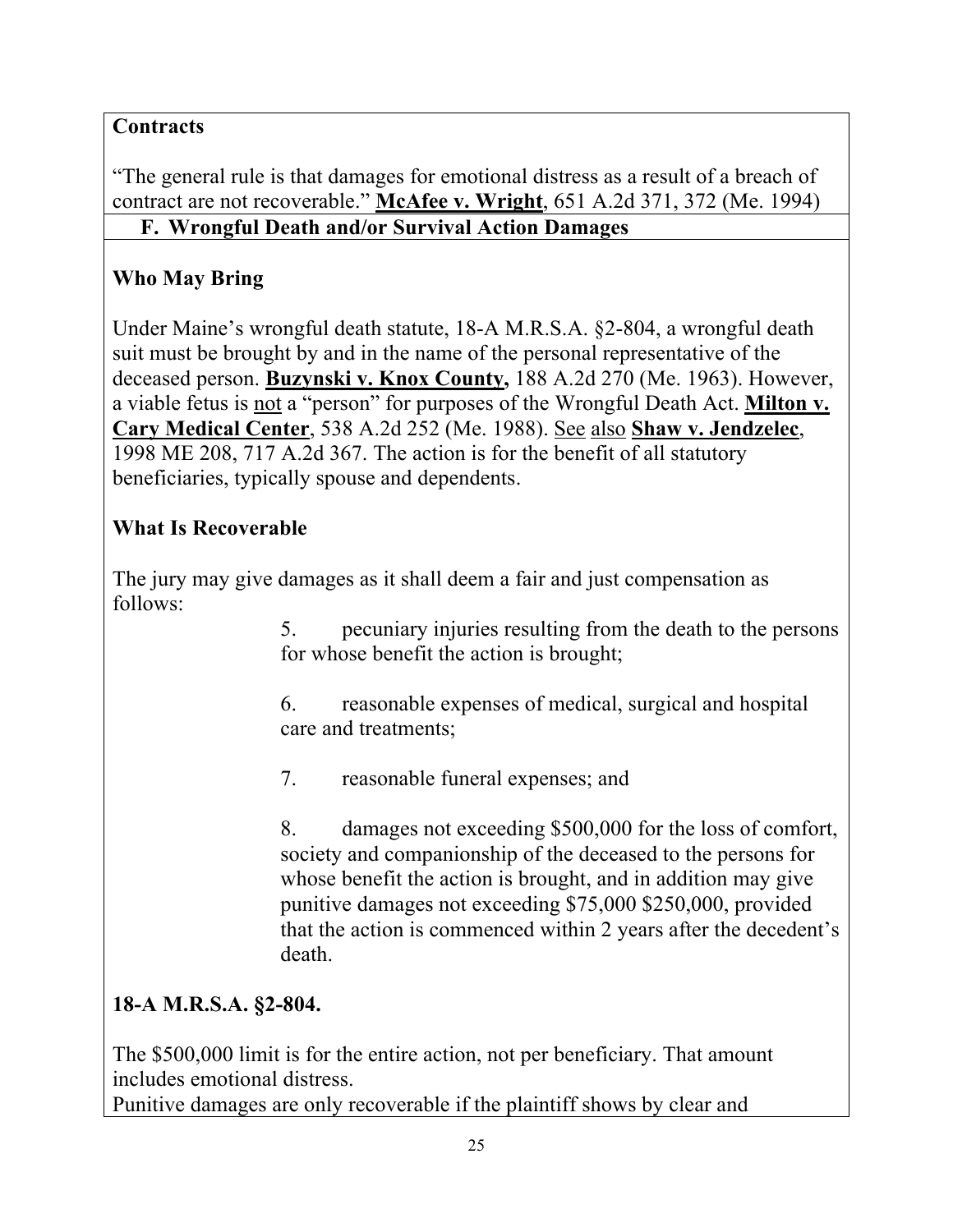**Contracts**

"The general rule is that damages for emotional distress as a result of a breach of contract are not recoverable." **McAfee v. Wright**, 651 A.2d 371, 372 (Me. 1994)

## F. Wrongful Death and/or Survival Action Damages

**Who May Bring**

Under Maine's wrongful death statute, 18-A M.R.S.A. §2-804, a wrongful death suit must be brought by and in the name of the personal representative of the deceased person. **Buzynski v. Knox County,** 188 A.2d 270 (Me. 1963). However, a viable fetus is not a "person" for purposes of the Wrongful Death Act. **Milton v. Cary Medical Center**, 538 A.2d 252 (Me. 1988). See also **Shaw v. Jendzelec**, 1998 ME 208, 717 A.2d 367. The action is for the benefit of all statutory beneficiaries, typically spouse and dependents.

**What Is Recoverable**

The jury may give damages as it shall deem a fair and just compensation as follows:

5. pecuniary injuries resulting from the death to the persons for whose benefit the action is brought;

6. reasonable expenses of medical, surgical and hospital care and treatments;

7. reasonable funeral expenses; and

8. damages not exceeding $500,000 for the loss of comfort, society and companionship of the deceased to the persons for whose benefit the action is brought, and in addition may give punitive damages not exceeding $75,000 $250,000, provided that the action is commenced within 2 years after the decedent's death.

**18-A M.R.S.A. §2-804.**

The $500,000 limit is for the entire action, not per beneficiary. That amount includes emotional distress.
Punitive damages are only recoverable if the plaintiff shows by clear and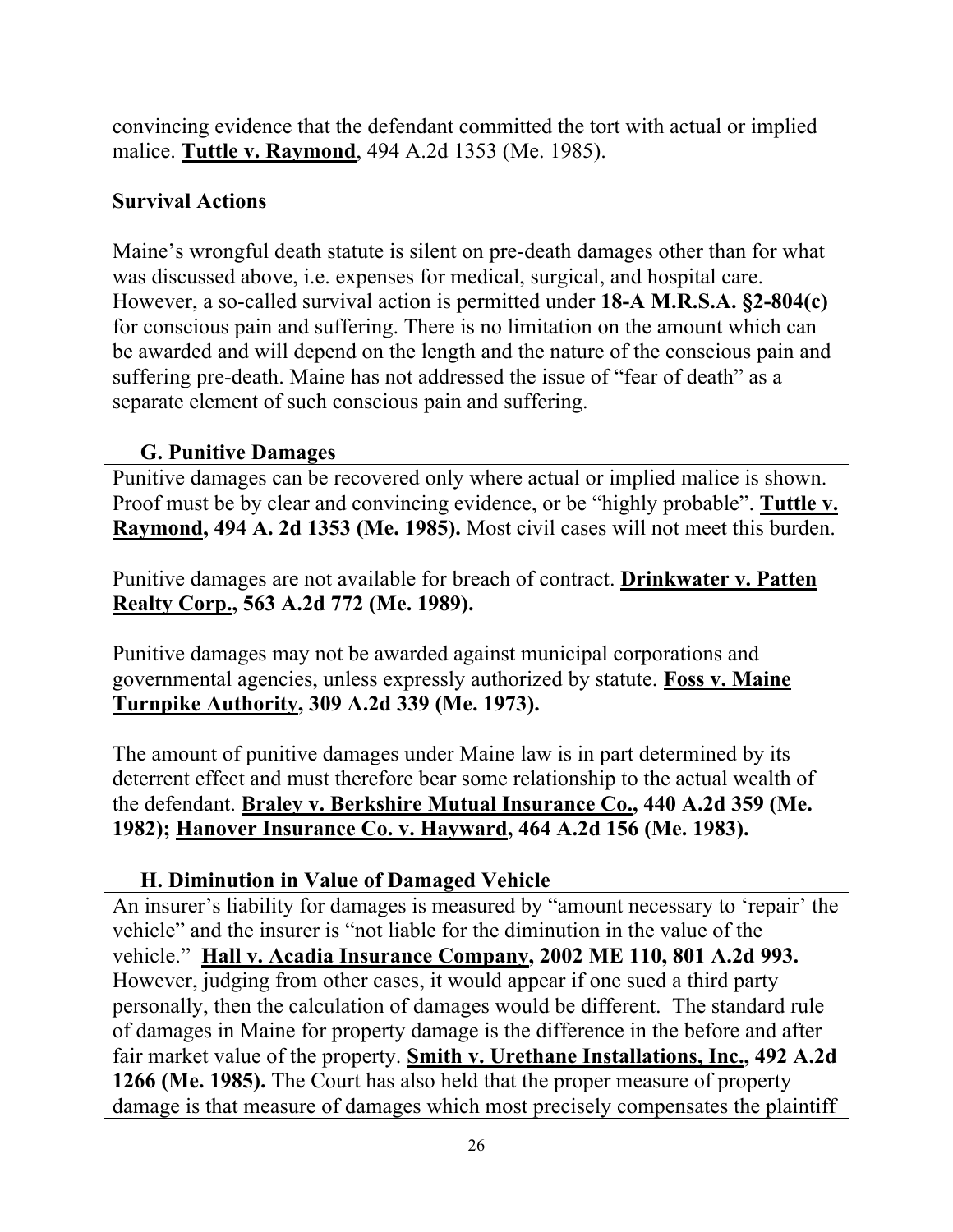convincing evidence that the defendant committed the tort with actual or implied malice. **Tuttle v. Raymond**, 494 A.2d 1353 (Me. 1985).

**Survival Actions**

Maine's wrongful death statute is silent on pre-death damages other than for what was discussed above, i.e. expenses for medical, surgical, and hospital care. However, a so-called survival action is permitted under **18-A M.R.S.A. §2-804(c)** for conscious pain and suffering. There is no limitation on the amount which can be awarded and will depend on the length and the nature of the conscious pain and suffering pre-death. Maine has not addressed the issue of "fear of death" as a separate element of such conscious pain and suffering.

### G. Punitive Damages

Punitive damages can be recovered only where actual or implied malice is shown. Proof must be by clear and convincing evidence, or be "highly probable". **Tuttle v. Raymond, 494 A. 2d 1353 (Me. 1985).** Most civil cases will not meet this burden.

Punitive damages are not available for breach of contract. **Drinkwater v. Patten Realty Corp., 563 A.2d 772 (Me. 1989).**

Punitive damages may not be awarded against municipal corporations and governmental agencies, unless expressly authorized by statute. **Foss v. Maine Turnpike Authority, 309 A.2d 339 (Me. 1973).**

The amount of punitive damages under Maine law is in part determined by its deterrent effect and must therefore bear some relationship to the actual wealth of the defendant. **Braley v. Berkshire Mutual Insurance Co., 440 A.2d 359 (Me. 1982); Hanover Insurance Co. v. Hayward, 464 A.2d 156 (Me. 1983).**

### H. Diminution in Value of Damaged Vehicle

An insurer's liability for damages is measured by "amount necessary to 'repair' the vehicle" and the insurer is "not liable for the diminution in the value of the vehicle." **Hall v. Acadia Insurance Company, 2002 ME 110, 801 A.2d 993.** However, judging from other cases, it would appear if one sued a third party personally, then the calculation of damages would be different. The standard rule of damages in Maine for property damage is the difference in the before and after fair market value of the property. **Smith v. Urethane Installations, Inc., 492 A.2d 1266 (Me. 1985).** The Court has also held that the proper measure of property damage is that measure of damages which most precisely compensates the plaintiff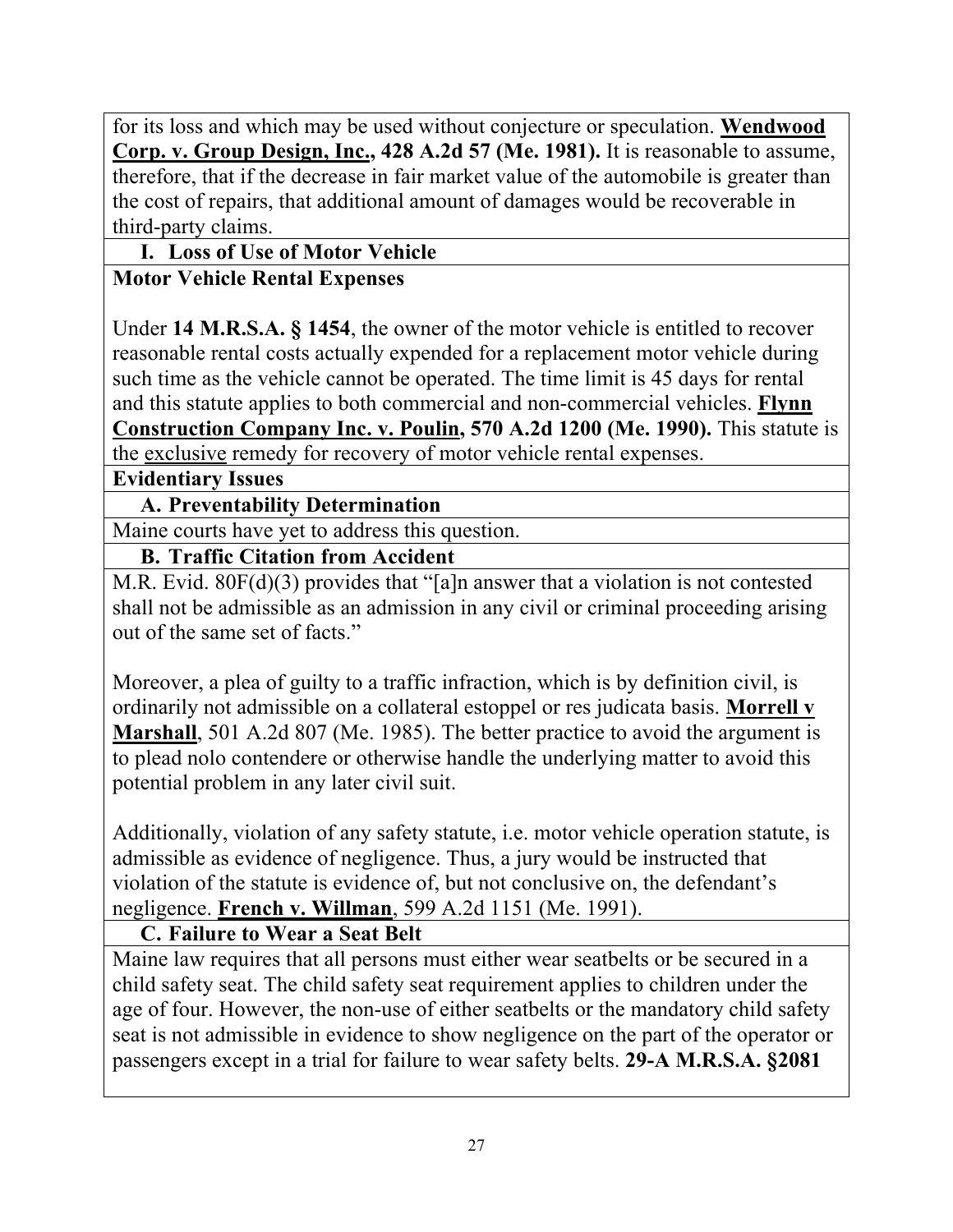for its loss and which may be used without conjecture or speculation. **Wendwood Corp. v. Group Design, Inc., 428 A.2d 57 (Me. 1981).** It is reasonable to assume, therefore, that if the decrease in fair market value of the automobile is greater than the cost of repairs, that additional amount of damages would be recoverable in third-party claims.

### I. Loss of Use of Motor Vehicle

**Motor Vehicle Rental Expenses**

Under **14 M.R.S.A. § 1454**, the owner of the motor vehicle is entitled to recover reasonable rental costs actually expended for a replacement motor vehicle during such time as the vehicle cannot be operated. The time limit is 45 days for rental and this statute applies to both commercial and non-commercial vehicles. **Flynn Construction Company Inc. v. Poulin, 570 A.2d 1200 (Me. 1990).** This statute is the exclusive remedy for recovery of motor vehicle rental expenses.

## Evidentiary Issues

### A. Preventability Determination

Maine courts have yet to address this question.

### B. Traffic Citation from Accident

M.R. Evid. 80F(d)(3) provides that "[a]n answer that a violation is not contested shall not be admissible as an admission in any civil or criminal proceeding arising out of the same set of facts."

Moreover, a plea of guilty to a traffic infraction, which is by definition civil, is ordinarily not admissible on a collateral estoppel or res judicata basis. **Morrell v Marshall**, 501 A.2d 807 (Me. 1985). The better practice to avoid the argument is to plead nolo contendere or otherwise handle the underlying matter to avoid this potential problem in any later civil suit.

Additionally, violation of any safety statute, i.e. motor vehicle operation statute, is admissible as evidence of negligence. Thus, a jury would be instructed that violation of the statute is evidence of, but not conclusive on, the defendant's negligence. **French v. Willman**, 599 A.2d 1151 (Me. 1991).

### C. Failure to Wear a Seat Belt

Maine law requires that all persons must either wear seatbelts or be secured in a child safety seat. The child safety seat requirement applies to children under the age of four. However, the non-use of either seatbelts or the mandatory child safety seat is not admissible in evidence to show negligence on the part of the operator or passengers except in a trial for failure to wear safety belts. **29-A M.R.S.A. §2081**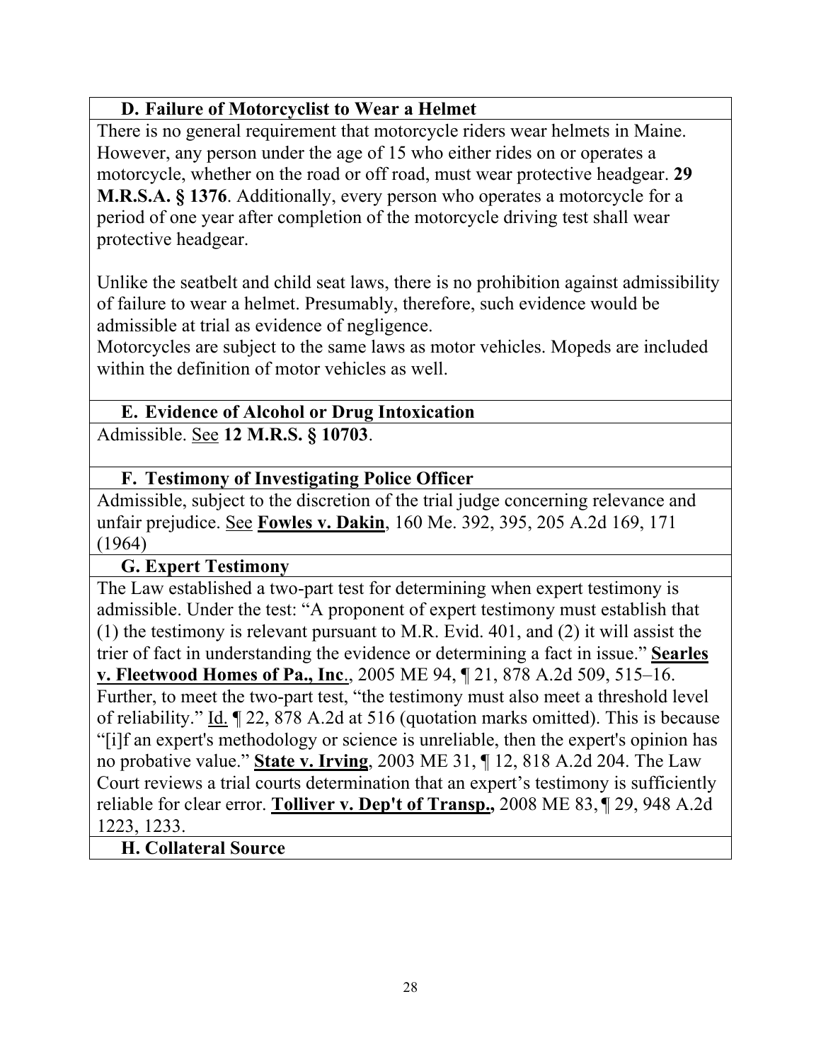### D. Failure of Motorcyclist to Wear a Helmet

There is no general requirement that motorcycle riders wear helmets in Maine. However, any person under the age of 15 who either rides on or operates a motorcycle, whether on the road or off road, must wear protective headgear. **29 M.R.S.A. § 1376**. Additionally, every person who operates a motorcycle for a period of one year after completion of the motorcycle driving test shall wear protective headgear.

Unlike the seatbelt and child seat laws, there is no prohibition against admissibility of failure to wear a helmet. Presumably, therefore, such evidence would be admissible at trial as evidence of negligence.
Motorcycles are subject to the same laws as motor vehicles. Mopeds are included within the definition of motor vehicles as well.

### E. Evidence of Alcohol or Drug Intoxication

Admissible. See **12 M.R.S. § 10703**.

### F. Testimony of Investigating Police Officer

Admissible, subject to the discretion of the trial judge concerning relevance and unfair prejudice. See **Fowles v. Dakin**, 160 Me. 392, 395, 205 A.2d 169, 171 (1964)

### G. Expert Testimony

The Law established a two-part test for determining when expert testimony is admissible. Under the test: "A proponent of expert testimony must establish that (1) the testimony is relevant pursuant to M.R. Evid. 401, and (2) it will assist the trier of fact in understanding the evidence or determining a fact in issue." **Searles v. Fleetwood Homes of Pa., Inc**., 2005 ME 94, ¶ 21, 878 A.2d 509, 515–16. Further, to meet the two-part test, "the testimony must also meet a threshold level of reliability." Id. ¶ 22, 878 A.2d at 516 (quotation marks omitted). This is because "[i]f an expert's methodology or science is unreliable, then the expert's opinion has no probative value." **State v. Irving**, 2003 ME 31, ¶ 12, 818 A.2d 204. The Law Court reviews a trial courts determination that an expert's testimony is sufficiently reliable for clear error. **Tolliver v. Dep't of Transp.,** 2008 ME 83, ¶ 29, 948 A.2d 1223, 1233.

### H. Collateral Source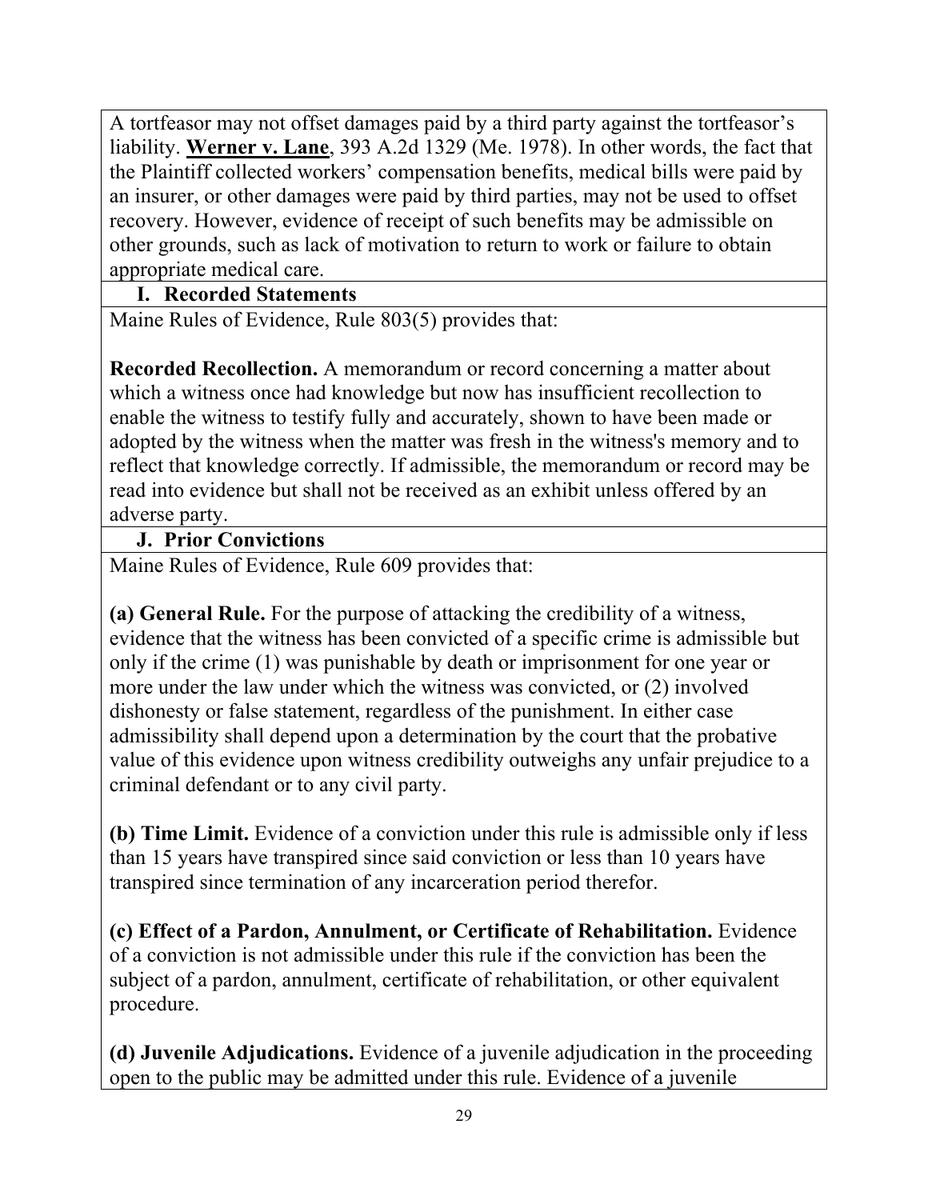A tortfeasor may not offset damages paid by a third party against the tortfeasor's liability. **Werner v. Lane**, 393 A.2d 1329 (Me. 1978). In other words, the fact that the Plaintiff collected workers' compensation benefits, medical bills were paid by an insurer, or other damages were paid by third parties, may not be used to offset recovery. However, evidence of receipt of such benefits may be admissible on other grounds, such as lack of motivation to return to work or failure to obtain appropriate medical care.

### I. Recorded Statements

Maine Rules of Evidence, Rule 803(5) provides that:

**Recorded Recollection.** A memorandum or record concerning a matter about which a witness once had knowledge but now has insufficient recollection to enable the witness to testify fully and accurately, shown to have been made or adopted by the witness when the matter was fresh in the witness's memory and to reflect that knowledge correctly. If admissible, the memorandum or record may be read into evidence but shall not be received as an exhibit unless offered by an adverse party.

### J. Prior Convictions

Maine Rules of Evidence, Rule 609 provides that:

**(a) General Rule.** For the purpose of attacking the credibility of a witness, evidence that the witness has been convicted of a specific crime is admissible but only if the crime (1) was punishable by death or imprisonment for one year or more under the law under which the witness was convicted, or (2) involved dishonesty or false statement, regardless of the punishment. In either case admissibility shall depend upon a determination by the court that the probative value of this evidence upon witness credibility outweighs any unfair prejudice to a criminal defendant or to any civil party.

**(b) Time Limit.** Evidence of a conviction under this rule is admissible only if less than 15 years have transpired since said conviction or less than 10 years have transpired since termination of any incarceration period therefor.

**(c) Effect of a Pardon, Annulment, or Certificate of Rehabilitation.** Evidence of a conviction is not admissible under this rule if the conviction has been the subject of a pardon, annulment, certificate of rehabilitation, or other equivalent procedure.

**(d) Juvenile Adjudications.** Evidence of a juvenile adjudication in the proceeding open to the public may be admitted under this rule. Evidence of a juvenile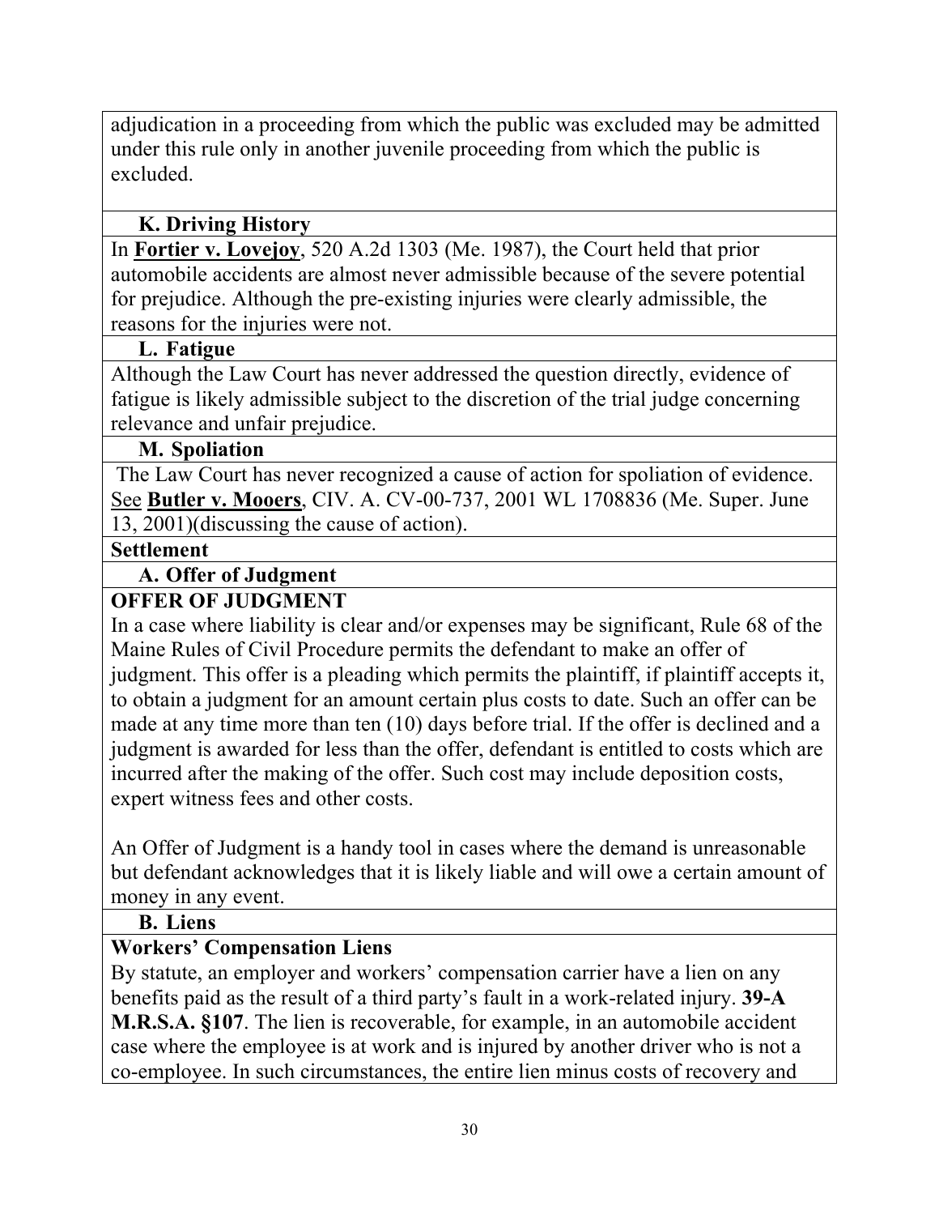adjudication in a proceeding from which the public was excluded may be admitted under this rule only in another juvenile proceeding from which the public is excluded.

### K. Driving History

In **Fortier v. Lovejoy**, 520 A.2d 1303 (Me. 1987), the Court held that prior automobile accidents are almost never admissible because of the severe potential for prejudice. Although the pre-existing injuries were clearly admissible, the reasons for the injuries were not.

### L. Fatigue

Although the Law Court has never addressed the question directly, evidence of fatigue is likely admissible subject to the discretion of the trial judge concerning relevance and unfair prejudice.

### M. Spoliation

The Law Court has never recognized a cause of action for spoliation of evidence. See **Butler v. Mooers**, CIV. A. CV-00-737, 2001 WL 1708836 (Me. Super. June 13, 2001)(discussing the cause of action).

## Settlement

### A. Offer of Judgment

**OFFER OF JUDGMENT**

In a case where liability is clear and/or expenses may be significant, Rule 68 of the Maine Rules of Civil Procedure permits the defendant to make an offer of judgment. This offer is a pleading which permits the plaintiff, if plaintiff accepts it, to obtain a judgment for an amount certain plus costs to date. Such an offer can be made at any time more than ten (10) days before trial. If the offer is declined and a judgment is awarded for less than the offer, defendant is entitled to costs which are incurred after the making of the offer. Such cost may include deposition costs, expert witness fees and other costs.

An Offer of Judgment is a handy tool in cases where the demand is unreasonable but defendant acknowledges that it is likely liable and will owe a certain amount of money in any event.

### B. Liens

**Workers' Compensation Liens**

By statute, an employer and workers' compensation carrier have a lien on any benefits paid as the result of a third party's fault in a work-related injury. **39-A M.R.S.A. §107**. The lien is recoverable, for example, in an automobile accident case where the employee is at work and is injured by another driver who is not a co-employee. In such circumstances, the entire lien minus costs of recovery and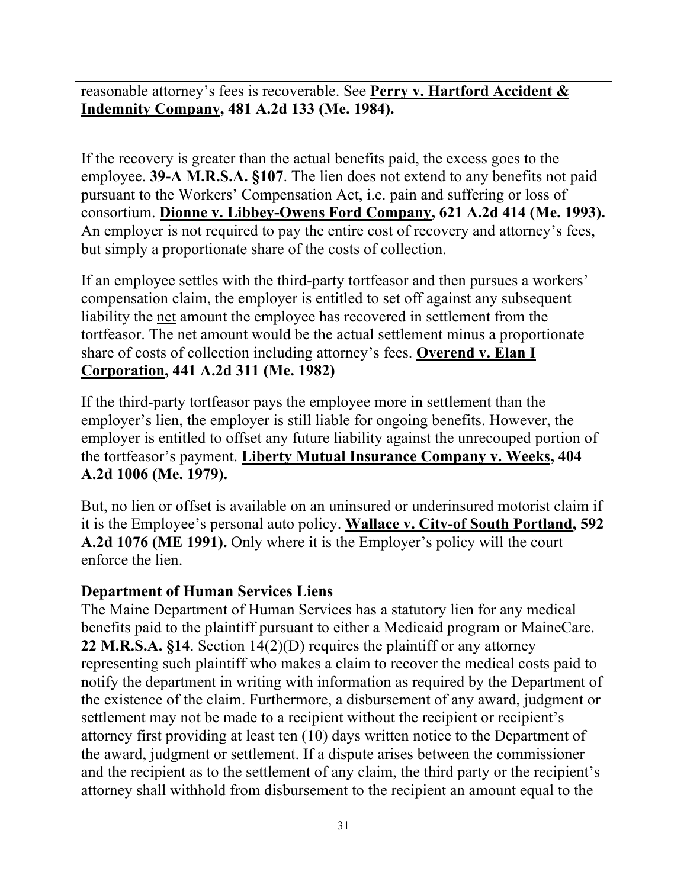reasonable attorney's fees is recoverable. <u>See</u> **<u>Perry v. Hartford Accident & Indemnity Company</u>, 481 A.2d 133 (Me. 1984).**

If the recovery is greater than the actual benefits paid, the excess goes to the employee. **39-A M.R.S.A. §107**. The lien does not extend to any benefits not paid pursuant to the Workers' Compensation Act, i.e. pain and suffering or loss of consortium. **<u>Dionne v. Libbey-Owens Ford Company</u>, 621 A.2d 414 (Me. 1993).** An employer is not required to pay the entire cost of recovery and attorney's fees, but simply a proportionate share of the costs of collection.

If an employee settles with the third-party tortfeasor and then pursues a workers' compensation claim, the employer is entitled to set off against any subsequent liability the <u>net</u> amount the employee has recovered in settlement from the tortfeasor. The net amount would be the actual settlement minus a proportionate share of costs of collection including attorney's fees. **<u>Overend v. Elan I Corporation</u>, 441 A.2d 311 (Me. 1982)**

If the third-party tortfeasor pays the employee more in settlement than the employer's lien, the employer is still liable for ongoing benefits. However, the employer is entitled to offset any future liability against the unrecouped portion of the tortfeasor's payment. **<u>Liberty Mutual Insurance Company v. Weeks</u>, 404 A.2d 1006 (Me. 1979).**

But, no lien or offset is available on an uninsured or underinsured motorist claim if it is the Employee's personal auto policy. **<u>Wallace v. City-of South Portland</u>, 592 A.2d 1076 (ME 1991).** Only where it is the Employer's policy will the court enforce the lien.

**Department of Human Services Liens**

The Maine Department of Human Services has a statutory lien for any medical benefits paid to the plaintiff pursuant to either a Medicaid program or MaineCare. **22 M.R.S.A. §14**. Section 14(2)(D) requires the plaintiff or any attorney representing such plaintiff who makes a claim to recover the medical costs paid to notify the department in writing with information as required by the Department of the existence of the claim. Furthermore, a disbursement of any award, judgment or settlement may not be made to a recipient without the recipient or recipient's attorney first providing at least ten (10) days written notice to the Department of the award, judgment or settlement. If a dispute arises between the commissioner and the recipient as to the settlement of any claim, the third party or the recipient's attorney shall withhold from disbursement to the recipient an amount equal to the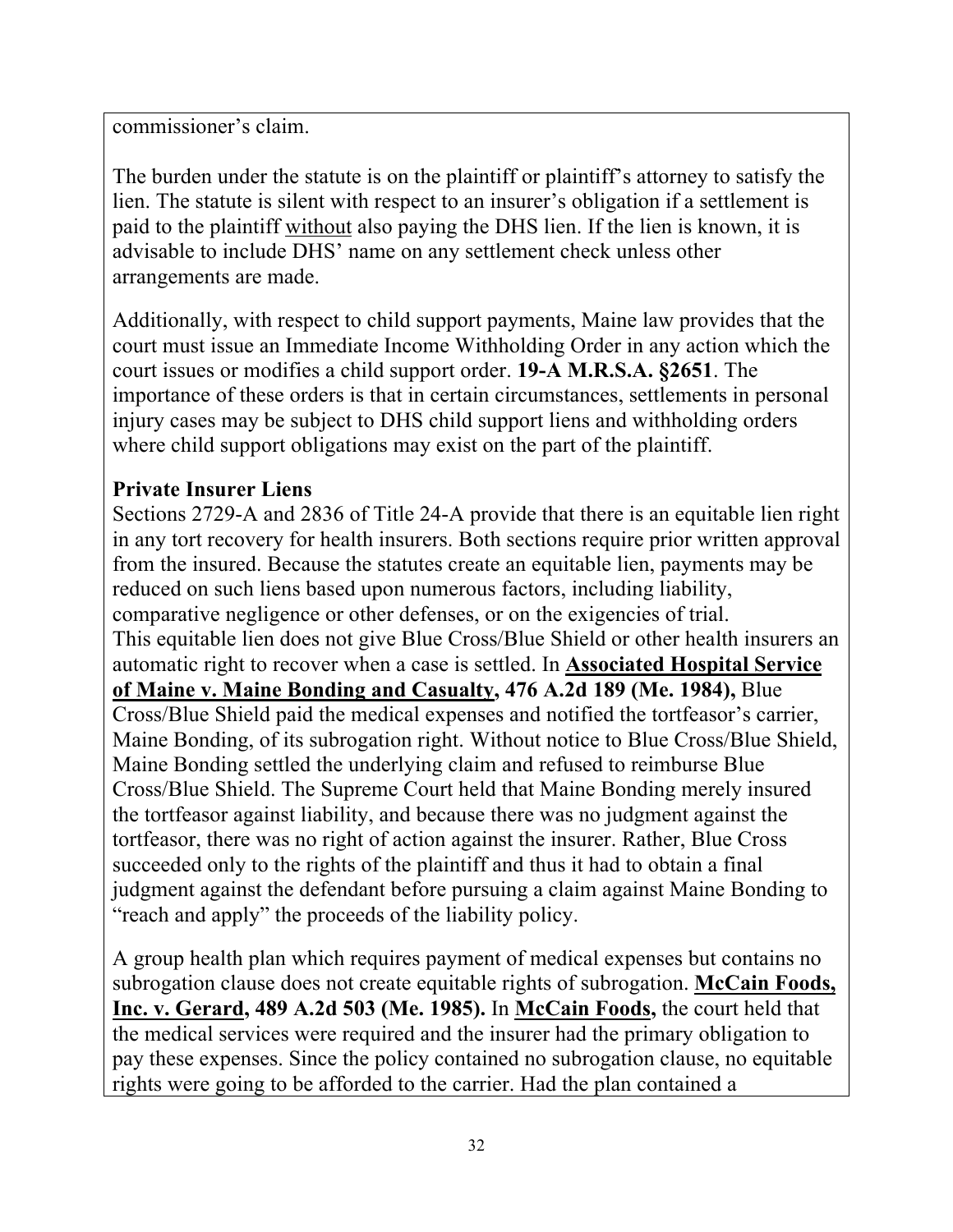commissioner's claim.

The burden under the statute is on the plaintiff or plaintiff's attorney to satisfy the lien. The statute is silent with respect to an insurer's obligation if a settlement is paid to the plaintiff without also paying the DHS lien. If the lien is known, it is advisable to include DHS' name on any settlement check unless other arrangements are made.

Additionally, with respect to child support payments, Maine law provides that the court must issue an Immediate Income Withholding Order in any action which the court issues or modifies a child support order. **19-A M.R.S.A. §2651**. The importance of these orders is that in certain circumstances, settlements in personal injury cases may be subject to DHS child support liens and withholding orders where child support obligations may exist on the part of the plaintiff.

**Private Insurer Liens**

Sections 2729-A and 2836 of Title 24-A provide that there is an equitable lien right in any tort recovery for health insurers. Both sections require prior written approval from the insured. Because the statutes create an equitable lien, payments may be reduced on such liens based upon numerous factors, including liability, comparative negligence or other defenses, or on the exigencies of trial.

This equitable lien does not give Blue Cross/Blue Shield or other health insurers an automatic right to recover when a case is settled. In **Associated Hospital Service of Maine v. Maine Bonding and Casualty, 476 A.2d 189 (Me. 1984),** Blue Cross/Blue Shield paid the medical expenses and notified the tortfeasor's carrier, Maine Bonding, of its subrogation right. Without notice to Blue Cross/Blue Shield, Maine Bonding settled the underlying claim and refused to reimburse Blue Cross/Blue Shield. The Supreme Court held that Maine Bonding merely insured the tortfeasor against liability, and because there was no judgment against the tortfeasor, there was no right of action against the insurer. Rather, Blue Cross succeeded only to the rights of the plaintiff and thus it had to obtain a final judgment against the defendant before pursuing a claim against Maine Bonding to "reach and apply" the proceeds of the liability policy.

A group health plan which requires payment of medical expenses but contains no subrogation clause does not create equitable rights of subrogation. **McCain Foods, Inc. v. Gerard, 489 A.2d 503 (Me. 1985).** In **McCain Foods,** the court held that the medical services were required and the insurer had the primary obligation to pay these expenses. Since the policy contained no subrogation clause, no equitable rights were going to be afforded to the carrier. Had the plan contained a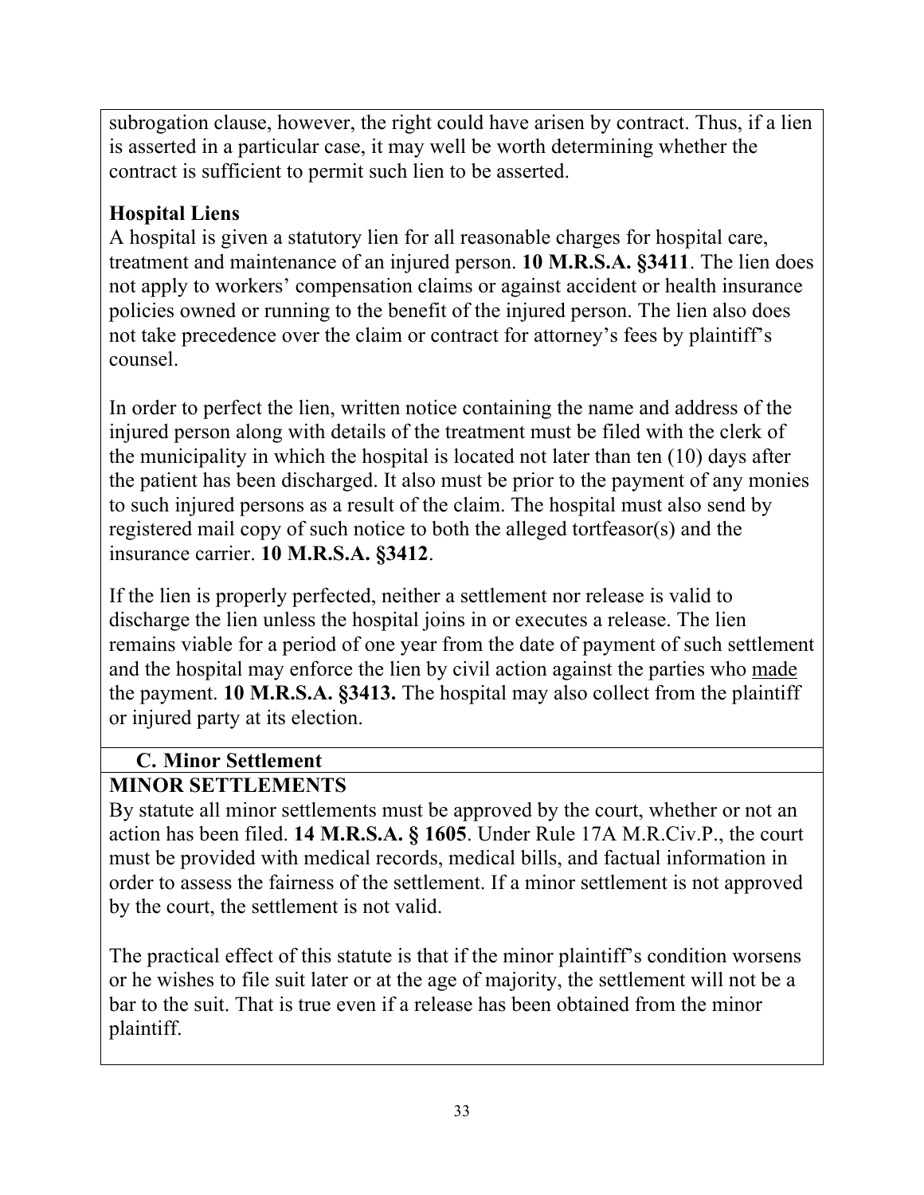subrogation clause, however, the right could have arisen by contract. Thus, if a lien is asserted in a particular case, it may well be worth determining whether the contract is sufficient to permit such lien to be asserted.

**Hospital Liens**

A hospital is given a statutory lien for all reasonable charges for hospital care, treatment and maintenance of an injured person. **10 M.R.S.A. §3411**. The lien does not apply to workers' compensation claims or against accident or health insurance policies owned or running to the benefit of the injured person. The lien also does not take precedence over the claim or contract for attorney's fees by plaintiff's counsel.

In order to perfect the lien, written notice containing the name and address of the injured person along with details of the treatment must be filed with the clerk of the municipality in which the hospital is located not later than ten (10) days after the patient has been discharged. It also must be prior to the payment of any monies to such injured persons as a result of the claim. The hospital must also send by registered mail copy of such notice to both the alleged tortfeasor(s) and the insurance carrier. **10 M.R.S.A. §3412**.

If the lien is properly perfected, neither a settlement nor release is valid to discharge the lien unless the hospital joins in or executes a release. The lien remains viable for a period of one year from the date of payment of such settlement and the hospital may enforce the lien by civil action against the parties who <u>made</u> the payment. **10 M.R.S.A. §3413.** The hospital may also collect from the plaintiff or injured party at its election.

### C. Minor Settlement

**MINOR SETTLEMENTS**

By statute all minor settlements must be approved by the court, whether or not an action has been filed. **14 M.R.S.A. § 1605**. Under Rule 17A M.R.Civ.P., the court must be provided with medical records, medical bills, and factual information in order to assess the fairness of the settlement. If a minor settlement is not approved by the court, the settlement is not valid.

The practical effect of this statute is that if the minor plaintiff's condition worsens or he wishes to file suit later or at the age of majority, the settlement will not be a bar to the suit. That is true even if a release has been obtained from the minor plaintiff.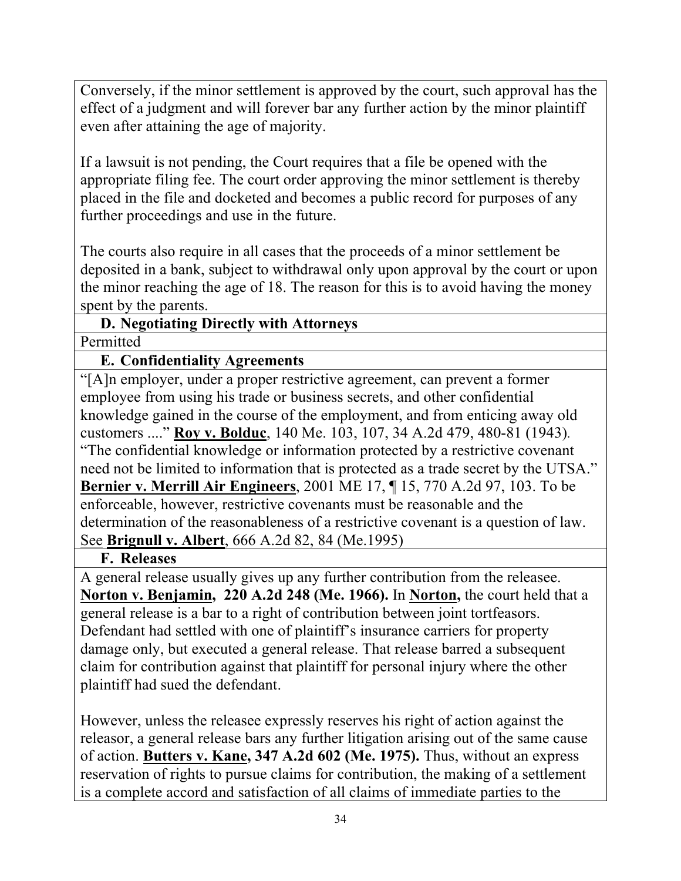Conversely, if the minor settlement is approved by the court, such approval has the effect of a judgment and will forever bar any further action by the minor plaintiff even after attaining the age of majority.

If a lawsuit is not pending, the Court requires that a file be opened with the appropriate filing fee. The court order approving the minor settlement is thereby placed in the file and docketed and becomes a public record for purposes of any further proceedings and use in the future.

The courts also require in all cases that the proceeds of a minor settlement be deposited in a bank, subject to withdrawal only upon approval by the court or upon the minor reaching the age of 18. The reason for this is to avoid having the money spent by the parents.

### D. Negotiating Directly with Attorneys

Permitted

### E. Confidentiality Agreements

"[A]n employer, under a proper restrictive agreement, can prevent a former employee from using his trade or business secrets, and other confidential knowledge gained in the course of the employment, and from enticing away old customers ...." **Roy v. Bolduc**, 140 Me. 103, 107, 34 A.2d 479, 480-81 (1943). "The confidential knowledge or information protected by a restrictive covenant need not be limited to information that is protected as a trade secret by the UTSA." **Bernier v. Merrill Air Engineers**, 2001 ME 17, ¶ 15, 770 A.2d 97, 103. To be enforceable, however, restrictive covenants must be reasonable and the determination of the reasonableness of a restrictive covenant is a question of law. See **Brignull v. Albert**, 666 A.2d 82, 84 (Me.1995)

### F. Releases

A general release usually gives up any further contribution from the releasee. **Norton v. Benjamin, 220 A.2d 248 (Me. 1966).** In **Norton,** the court held that a general release is a bar to a right of contribution between joint tortfeasors. Defendant had settled with one of plaintiff's insurance carriers for property damage only, but executed a general release. That release barred a subsequent claim for contribution against that plaintiff for personal injury where the other plaintiff had sued the defendant.

However, unless the releasee expressly reserves his right of action against the releasor, a general release bars any further litigation arising out of the same cause of action. **Butters v. Kane, 347 A.2d 602 (Me. 1975).** Thus, without an express reservation of rights to pursue claims for contribution, the making of a settlement is a complete accord and satisfaction of all claims of immediate parties to the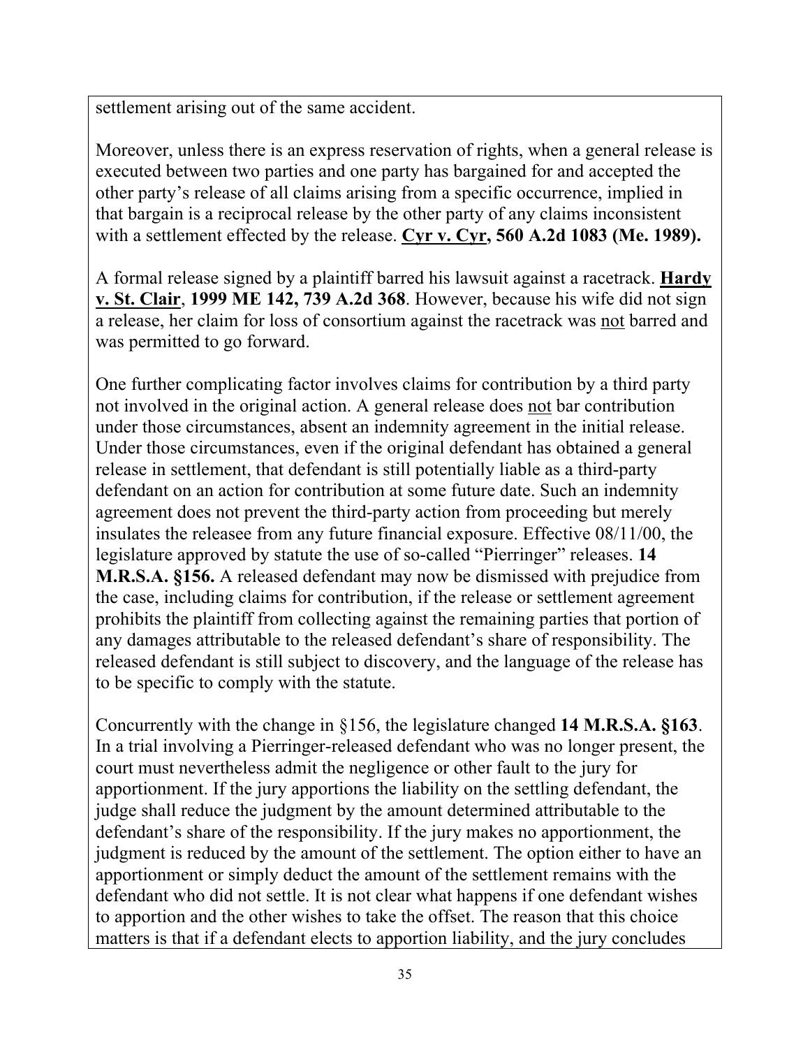settlement arising out of the same accident.

Moreover, unless there is an express reservation of rights, when a general release is executed between two parties and one party has bargained for and accepted the other party's release of all claims arising from a specific occurrence, implied in that bargain is a reciprocal release by the other party of any claims inconsistent with a settlement effected by the release. **Cyr v. Cyr, 560 A.2d 1083 (Me. 1989).**

A formal release signed by a plaintiff barred his lawsuit against a racetrack. **Hardy v. St. Clair**, **1999 ME 142, 739 A.2d 368**. However, because his wife did not sign a release, her claim for loss of consortium against the racetrack was not barred and was permitted to go forward.

One further complicating factor involves claims for contribution by a third party not involved in the original action. A general release does not bar contribution under those circumstances, absent an indemnity agreement in the initial release. Under those circumstances, even if the original defendant has obtained a general release in settlement, that defendant is still potentially liable as a third-party defendant on an action for contribution at some future date. Such an indemnity agreement does not prevent the third-party action from proceeding but merely insulates the releasee from any future financial exposure. Effective 08/11/00, the legislature approved by statute the use of so-called "Pierringer" releases. **14 M.R.S.A. §156.** A released defendant may now be dismissed with prejudice from the case, including claims for contribution, if the release or settlement agreement prohibits the plaintiff from collecting against the remaining parties that portion of any damages attributable to the released defendant's share of responsibility. The released defendant is still subject to discovery, and the language of the release has to be specific to comply with the statute.

Concurrently with the change in §156, the legislature changed **14 M.R.S.A. §163**. In a trial involving a Pierringer-released defendant who was no longer present, the court must nevertheless admit the negligence or other fault to the jury for apportionment. If the jury apportions the liability on the settling defendant, the judge shall reduce the judgment by the amount determined attributable to the defendant's share of the responsibility. If the jury makes no apportionment, the judgment is reduced by the amount of the settlement. The option either to have an apportionment or simply deduct the amount of the settlement remains with the defendant who did not settle. It is not clear what happens if one defendant wishes to apportion and the other wishes to take the offset. The reason that this choice matters is that if a defendant elects to apportion liability, and the jury concludes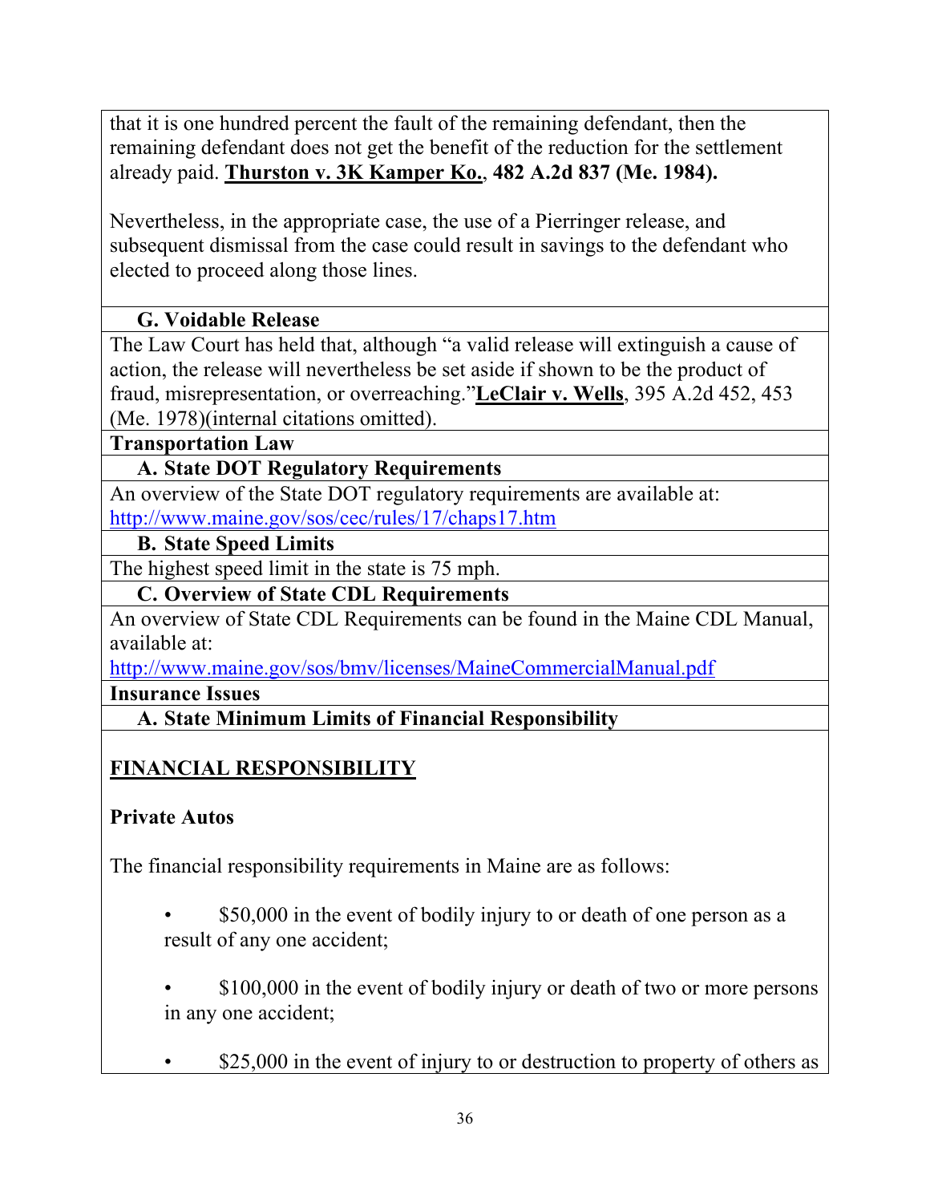that it is one hundred percent the fault of the remaining defendant, then the remaining defendant does not get the benefit of the reduction for the settlement already paid. **Thurston v. 3K Kamper Ko., 482 A.2d 837 (Me. 1984).**

Nevertheless, in the appropriate case, the use of a Pierringer release, and subsequent dismissal from the case could result in savings to the defendant who elected to proceed along those lines.

### G. Voidable Release

The Law Court has held that, although "a valid release will extinguish a cause of action, the release will nevertheless be set aside if shown to be the product of fraud, misrepresentation, or overreaching."**LeClair v. Wells**, 395 A.2d 452, 453 (Me. 1978)(internal citations omitted).

## Transportation Law

### A. State DOT Regulatory Requirements

An overview of the State DOT regulatory requirements are available at: http://www.maine.gov/sos/cec/rules/17/chaps17.htm

### B. State Speed Limits

The highest speed limit in the state is 75 mph.

### C. Overview of State CDL Requirements

An overview of State CDL Requirements can be found in the Maine CDL Manual, available at:
http://www.maine.gov/sos/bmv/licenses/MaineCommercialManual.pdf

## Insurance Issues

### A. State Minimum Limits of Financial Responsibility

**FINANCIAL RESPONSIBILITY**

**Private Autos**

The financial responsibility requirements in Maine are as follows:

- $50,000 in the event of bodily injury to or death of one person as a result of any one accident;
- $100,000 in the event of bodily injury or death of two or more persons in any one accident;
- $25,000 in the event of injury to or destruction to property of others as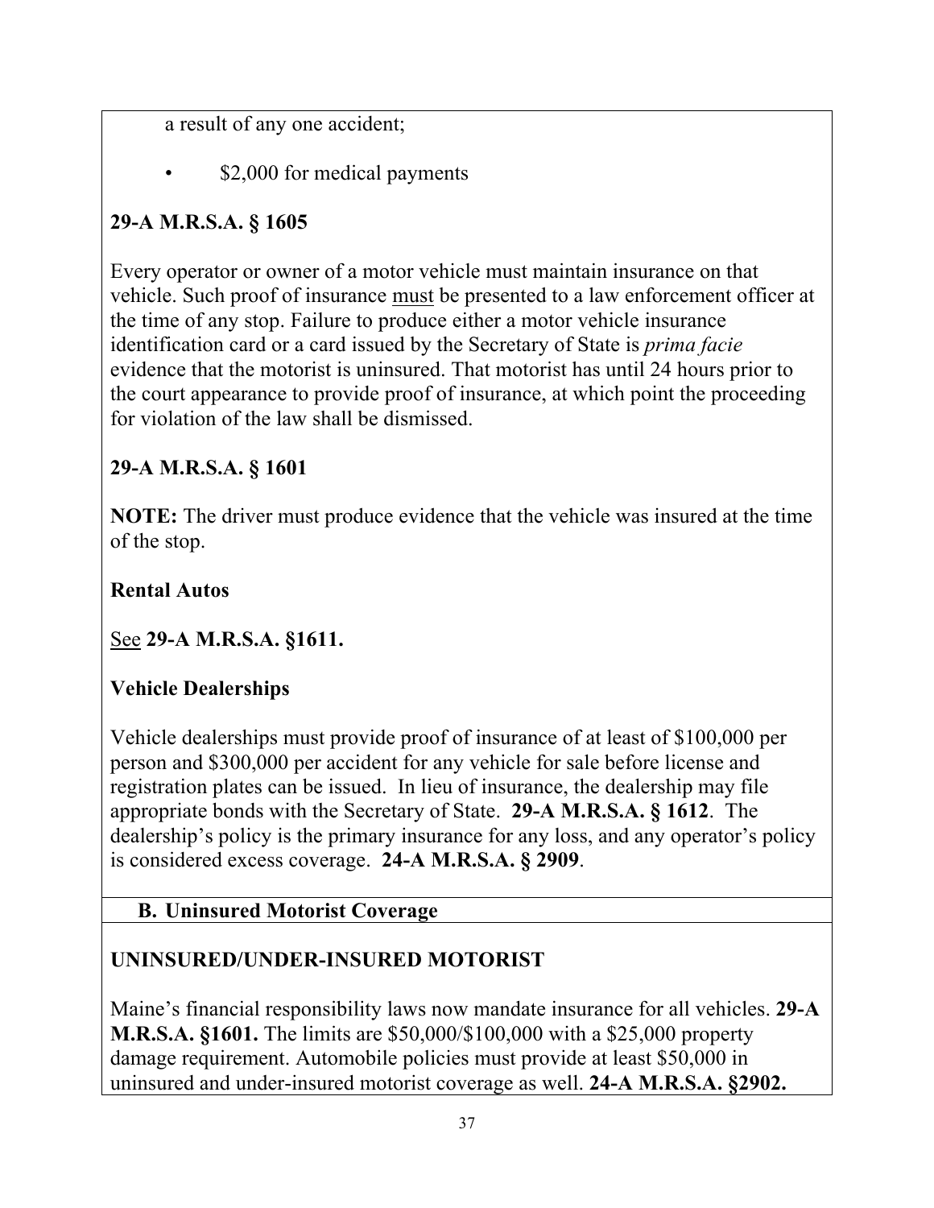a result of any one accident;

- $2,000 for medical payments

**29-A M.R.S.A. § 1605**

Every operator or owner of a motor vehicle must maintain insurance on that vehicle. Such proof of insurance <u>must</u> be presented to a law enforcement officer at the time of any stop. Failure to produce either a motor vehicle insurance identification card or a card issued by the Secretary of State is *prima facie* evidence that the motorist is uninsured. That motorist has until 24 hours prior to the court appearance to provide proof of insurance, at which point the proceeding for violation of the law shall be dismissed.

**29-A M.R.S.A. § 1601**

**NOTE:** The driver must produce evidence that the vehicle was insured at the time of the stop.

**Rental Autos**

<u>See</u> **29-A M.R.S.A. §1611.**

**Vehicle Dealerships**

Vehicle dealerships must provide proof of insurance of at least of $100,000 per person and $300,000 per accident for any vehicle for sale before license and registration plates can be issued. In lieu of insurance, the dealership may file appropriate bonds with the Secretary of State. **29-A M.R.S.A. § 1612**. The dealership's policy is the primary insurance for any loss, and any operator's policy is considered excess coverage. **24-A M.R.S.A. § 2909**.

## B. Uninsured Motorist Coverage

**UNINSURED/UNDER-INSURED MOTORIST**

Maine's financial responsibility laws now mandate insurance for all vehicles. **29-A M.R.S.A. §1601.** The limits are $50,000/$100,000 with a $25,000 property damage requirement. Automobile policies must provide at least $50,000 in uninsured and under-insured motorist coverage as well. **24-A M.R.S.A. §2902.**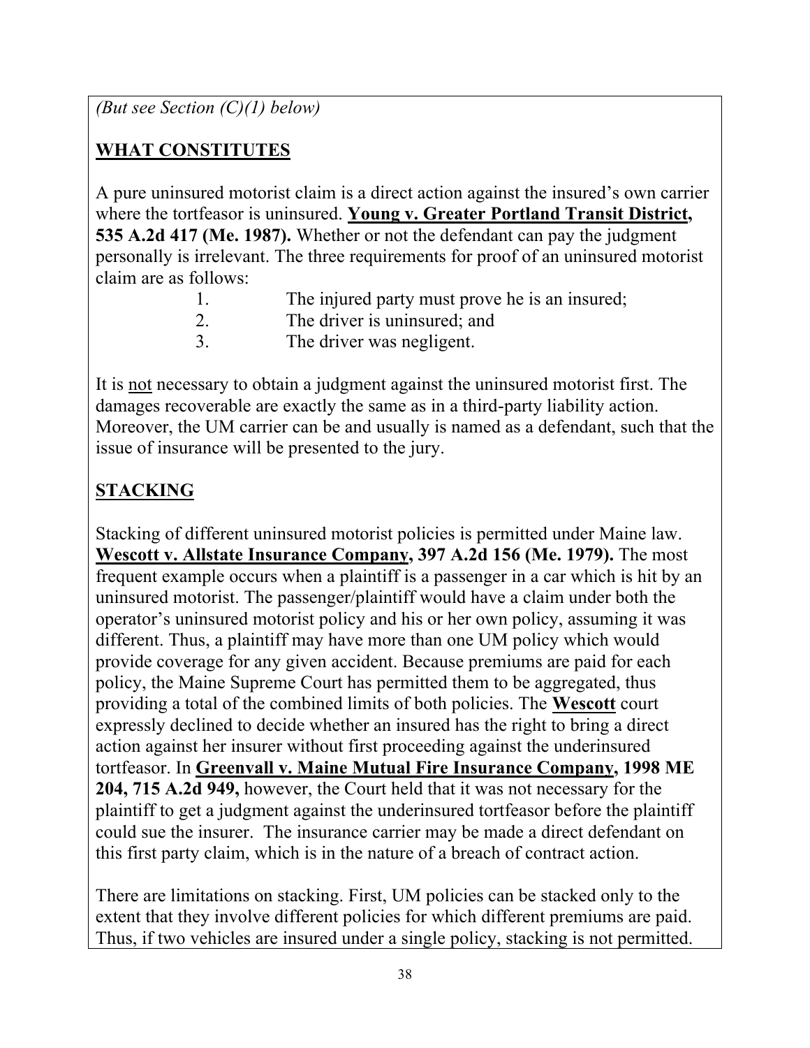*(But see Section (C)(1) below)*

## WHAT CONSTITUTES

A pure uninsured motorist claim is a direct action against the insured's own carrier where the tortfeasor is uninsured. **Young v. Greater Portland Transit District, 535 A.2d 417 (Me. 1987).** Whether or not the defendant can pay the judgment personally is irrelevant. The three requirements for proof of an uninsured motorist claim are as follows:

1. The injured party must prove he is an insured;
2. The driver is uninsured; and
3. The driver was negligent.

It is not necessary to obtain a judgment against the uninsured motorist first. The damages recoverable are exactly the same as in a third-party liability action. Moreover, the UM carrier can be and usually is named as a defendant, such that the issue of insurance will be presented to the jury.

## STACKING

Stacking of different uninsured motorist policies is permitted under Maine law. **Wescott v. Allstate Insurance Company, 397 A.2d 156 (Me. 1979).** The most frequent example occurs when a plaintiff is a passenger in a car which is hit by an uninsured motorist. The passenger/plaintiff would have a claim under both the operator's uninsured motorist policy and his or her own policy, assuming it was different. Thus, a plaintiff may have more than one UM policy which would provide coverage for any given accident. Because premiums are paid for each policy, the Maine Supreme Court has permitted them to be aggregated, thus providing a total of the combined limits of both policies. The **Wescott** court expressly declined to decide whether an insured has the right to bring a direct action against her insurer without first proceeding against the underinsured tortfeasor. In **Greenvall v. Maine Mutual Fire Insurance Company, 1998 ME 204, 715 A.2d 949,** however, the Court held that it was not necessary for the plaintiff to get a judgment against the underinsured tortfeasor before the plaintiff could sue the insurer. The insurance carrier may be made a direct defendant on this first party claim, which is in the nature of a breach of contract action.

There are limitations on stacking. First, UM policies can be stacked only to the extent that they involve different policies for which different premiums are paid. Thus, if two vehicles are insured under a single policy, stacking is not permitted.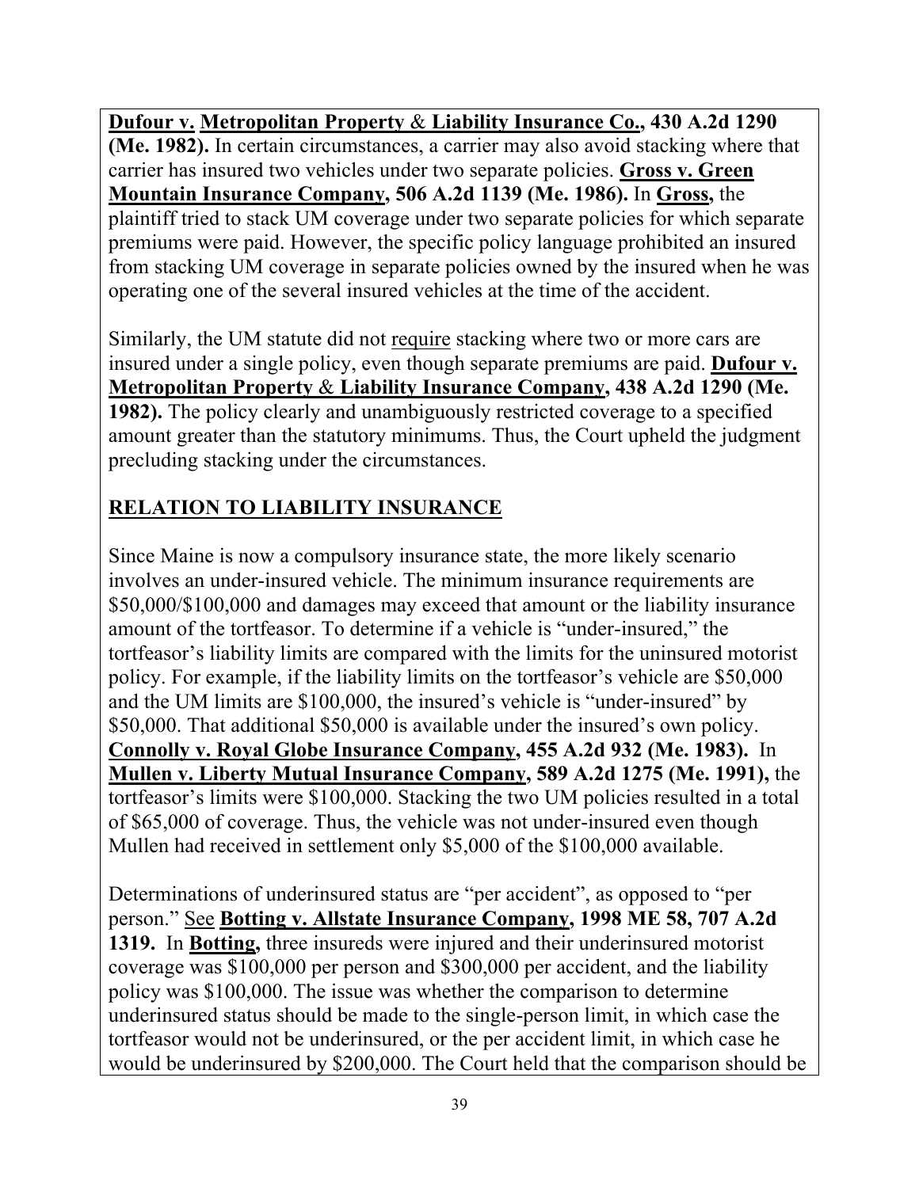**Dufour v. Metropolitan Property & Liability Insurance Co., 430 A.2d 1290 (Me. 1982).** In certain circumstances, a carrier may also avoid stacking where that carrier has insured two vehicles under two separate policies. **Gross v. Green Mountain Insurance Company, 506 A.2d 1139 (Me. 1986).** In **Gross,** the plaintiff tried to stack UM coverage under two separate policies for which separate premiums were paid. However, the specific policy language prohibited an insured from stacking UM coverage in separate policies owned by the insured when he was operating one of the several insured vehicles at the time of the accident.

Similarly, the UM statute did not require stacking where two or more cars are insured under a single policy, even though separate premiums are paid. **Dufour v. Metropolitan Property & Liability Insurance Company, 438 A.2d 1290 (Me. 1982).** The policy clearly and unambiguously restricted coverage to a specified amount greater than the statutory minimums. Thus, the Court upheld the judgment precluding stacking under the circumstances.

## RELATION TO LIABILITY INSURANCE

Since Maine is now a compulsory insurance state, the more likely scenario involves an under-insured vehicle. The minimum insurance requirements are \$50,000/\$100,000 and damages may exceed that amount or the liability insurance amount of the tortfeasor. To determine if a vehicle is "under-insured," the tortfeasor's liability limits are compared with the limits for the uninsured motorist policy. For example, if the liability limits on the tortfeasor's vehicle are \$50,000 and the UM limits are \$100,000, the insured's vehicle is "under-insured" by \$50,000. That additional \$50,000 is available under the insured's own policy. **Connolly v. Royal Globe Insurance Company, 455 A.2d 932 (Me. 1983).** In **Mullen v. Liberty Mutual Insurance Company, 589 A.2d 1275 (Me. 1991),** the tortfeasor's limits were \$100,000. Stacking the two UM policies resulted in a total of \$65,000 of coverage. Thus, the vehicle was not under-insured even though Mullen had received in settlement only \$5,000 of the \$100,000 available.

Determinations of underinsured status are "per accident", as opposed to "per person." See **Botting v. Allstate Insurance Company, 1998 ME 58, 707 A.2d 1319.** In **Botting,** three insureds were injured and their underinsured motorist coverage was \$100,000 per person and \$300,000 per accident, and the liability policy was \$100,000. The issue was whether the comparison to determine underinsured status should be made to the single-person limit, in which case the tortfeasor would not be underinsured, or the per accident limit, in which case he would be underinsured by \$200,000. The Court held that the comparison should be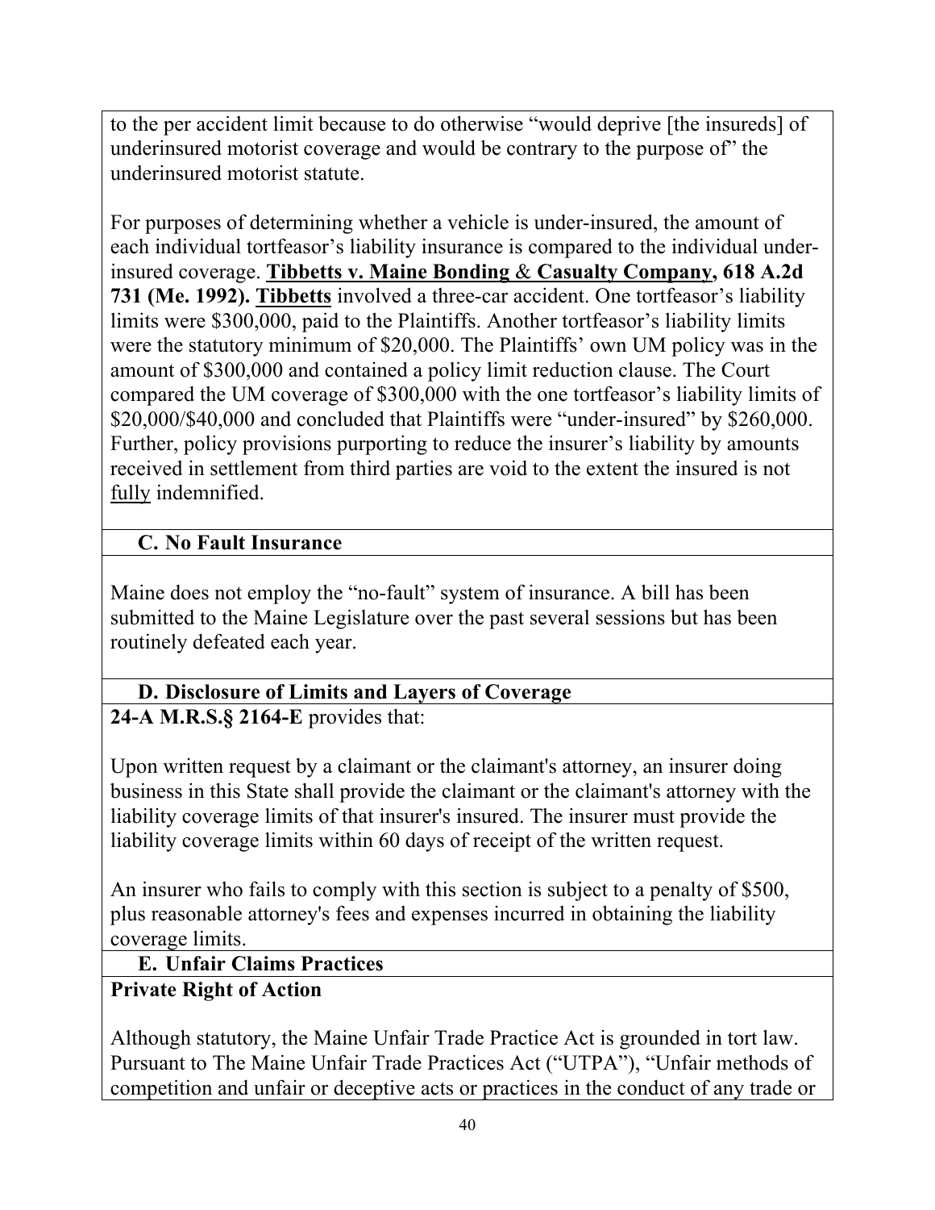to the per accident limit because to do otherwise "would deprive [the insureds] of underinsured motorist coverage and would be contrary to the purpose of" the underinsured motorist statute.

For purposes of determining whether a vehicle is under-insured, the amount of each individual tortfeasor's liability insurance is compared to the individual under-insured coverage. **Tibbetts v. Maine Bonding & Casualty Company, 618 A.2d 731 (Me. 1992).** **Tibbetts** involved a three-car accident. One tortfeasor's liability limits were $300,000, paid to the Plaintiffs. Another tortfeasor's liability limits were the statutory minimum of $20,000. The Plaintiffs' own UM policy was in the amount of $300,000 and contained a policy limit reduction clause. The Court compared the UM coverage of $300,000 with the one tortfeasor's liability limits of $20,000/$40,000 and concluded that Plaintiffs were "under-insured" by $260,000. Further, policy provisions purporting to reduce the insurer's liability by amounts received in settlement from third parties are void to the extent the insured is not fully indemnified.

### C. No Fault Insurance

Maine does not employ the "no-fault" system of insurance. A bill has been submitted to the Maine Legislature over the past several sessions but has been routinely defeated each year.

### D. Disclosure of Limits and Layers of Coverage

**24-A M.R.S.§ 2164-E** provides that:

Upon written request by a claimant or the claimant's attorney, an insurer doing business in this State shall provide the claimant or the claimant's attorney with the liability coverage limits of that insurer's insured. The insurer must provide the liability coverage limits within 60 days of receipt of the written request.

An insurer who fails to comply with this section is subject to a penalty of $500, plus reasonable attorney's fees and expenses incurred in obtaining the liability coverage limits.

### E. Unfair Claims Practices

**Private Right of Action**

Although statutory, the Maine Unfair Trade Practice Act is grounded in tort law. Pursuant to The Maine Unfair Trade Practices Act ("UTPA"), "Unfair methods of competition and unfair or deceptive acts or practices in the conduct of any trade or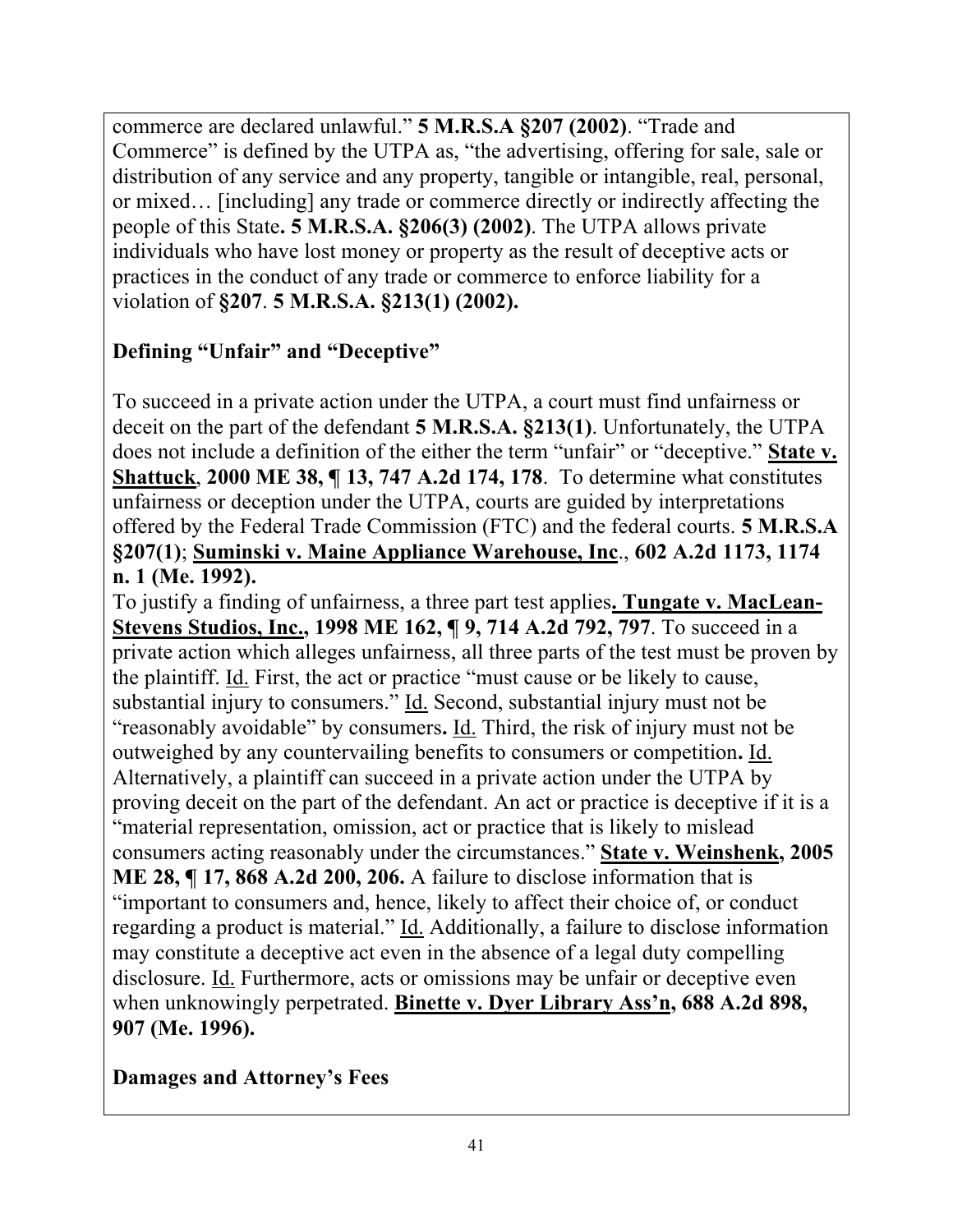commerce are declared unlawful." **5 M.R.S.A §207 (2002)**. "Trade and Commerce" is defined by the UTPA as, "the advertising, offering for sale, sale or distribution of any service and any property, tangible or intangible, real, personal, or mixed… [including] any trade or commerce directly or indirectly affecting the people of this State**. 5 M.R.S.A. §206(3) (2002)**. The UTPA allows private individuals who have lost money or property as the result of deceptive acts or practices in the conduct of any trade or commerce to enforce liability for a violation of **§207**. **5 M.R.S.A. §213(1) (2002).**

**Defining "Unfair" and "Deceptive"**

To succeed in a private action under the UTPA, a court must find unfairness or deceit on the part of the defendant **5 M.R.S.A. §213(1)**. Unfortunately, the UTPA does not include a definition of the either the term "unfair" or "deceptive." **State v. Shattuck**, **2000 ME 38, ¶ 13, 747 A.2d 174, 178**. To determine what constitutes unfairness or deception under the UTPA, courts are guided by interpretations offered by the Federal Trade Commission (FTC) and the federal courts. **5 M.R.S.A §207(1)**; **Suminski v. Maine Appliance Warehouse, Inc**., **602 A.2d 1173, 1174 n. 1 (Me. 1992).**

To justify a finding of unfairness, a three part test applies**. Tungate v. MacLean-Stevens Studios, Inc., 1998 ME 162, ¶ 9, 714 A.2d 792, 797**. To succeed in a private action which alleges unfairness, all three parts of the test must be proven by the plaintiff. Id. First, the act or practice "must cause or be likely to cause, substantial injury to consumers." Id. Second, substantial injury must not be "reasonably avoidable" by consumers**.** Id. Third, the risk of injury must not be outweighed by any countervailing benefits to consumers or competition**.** Id. Alternatively, a plaintiff can succeed in a private action under the UTPA by proving deceit on the part of the defendant. An act or practice is deceptive if it is a "material representation, omission, act or practice that is likely to mislead consumers acting reasonably under the circumstances." **State v. Weinshenk, 2005 ME 28, ¶ 17, 868 A.2d 200, 206.** A failure to disclose information that is "important to consumers and, hence, likely to affect their choice of, or conduct regarding a product is material." Id. Additionally, a failure to disclose information may constitute a deceptive act even in the absence of a legal duty compelling disclosure. Id. Furthermore, acts or omissions may be unfair or deceptive even when unknowingly perpetrated. **Binette v. Dyer Library Ass'n, 688 A.2d 898, 907 (Me. 1996).**

**Damages and Attorney's Fees**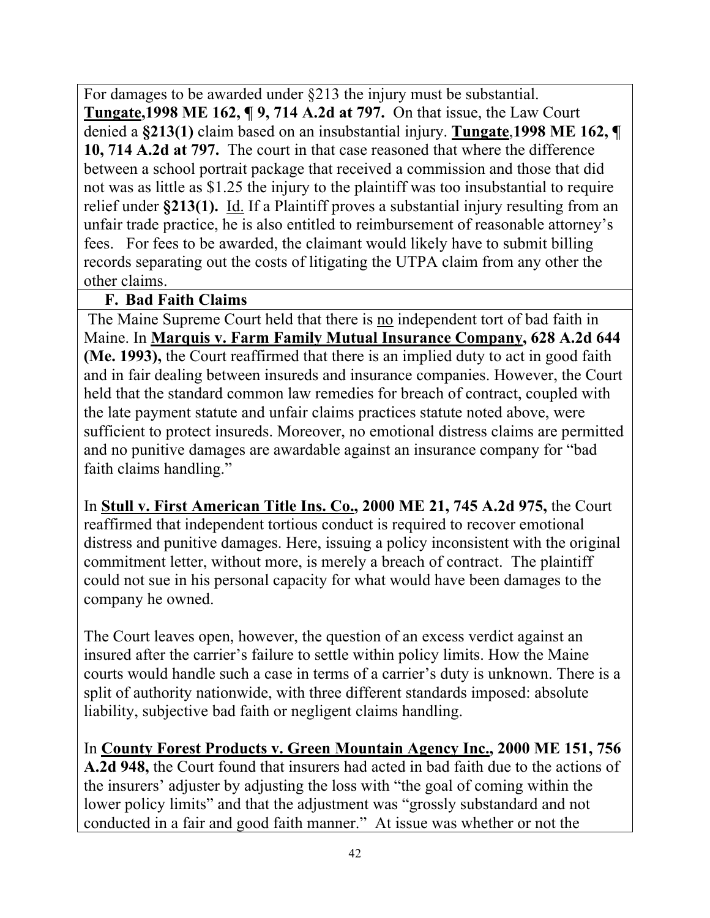For damages to be awarded under §213 the injury must be substantial. **Tungate,1998 ME 162, ¶ 9, 714 A.2d at 797.** On that issue, the Law Court denied a **§213(1)** claim based on an insubstantial injury. **Tungate,1998 ME 162, ¶ 10, 714 A.2d at 797.** The court in that case reasoned that where the difference between a school portrait package that received a commission and those that did not was as little as $1.25 the injury to the plaintiff was too insubstantial to require relief under **§213(1).** Id. If a Plaintiff proves a substantial injury resulting from an unfair trade practice, he is also entitled to reimbursement of reasonable attorney's fees. For fees to be awarded, the claimant would likely have to submit billing records separating out the costs of litigating the UTPA claim from any other the other claims.

### F. Bad Faith Claims

The Maine Supreme Court held that there is no independent tort of bad faith in Maine. In **Marquis v. Farm Family Mutual Insurance Company, 628 A.2d 644 (Me. 1993),** the Court reaffirmed that there is an implied duty to act in good faith and in fair dealing between insureds and insurance companies. However, the Court held that the standard common law remedies for breach of contract, coupled with the late payment statute and unfair claims practices statute noted above, were sufficient to protect insureds. Moreover, no emotional distress claims are permitted and no punitive damages are awardable against an insurance company for "bad faith claims handling."

In **Stull v. First American Title Ins. Co., 2000 ME 21, 745 A.2d 975,** the Court reaffirmed that independent tortious conduct is required to recover emotional distress and punitive damages. Here, issuing a policy inconsistent with the original commitment letter, without more, is merely a breach of contract. The plaintiff could not sue in his personal capacity for what would have been damages to the company he owned.

The Court leaves open, however, the question of an excess verdict against an insured after the carrier's failure to settle within policy limits. How the Maine courts would handle such a case in terms of a carrier's duty is unknown. There is a split of authority nationwide, with three different standards imposed: absolute liability, subjective bad faith or negligent claims handling.

In **County Forest Products v. Green Mountain Agency Inc., 2000 ME 151, 756 A.2d 948,** the Court found that insurers had acted in bad faith due to the actions of the insurers' adjuster by adjusting the loss with "the goal of coming within the lower policy limits" and that the adjustment was "grossly substandard and not conducted in a fair and good faith manner." At issue was whether or not the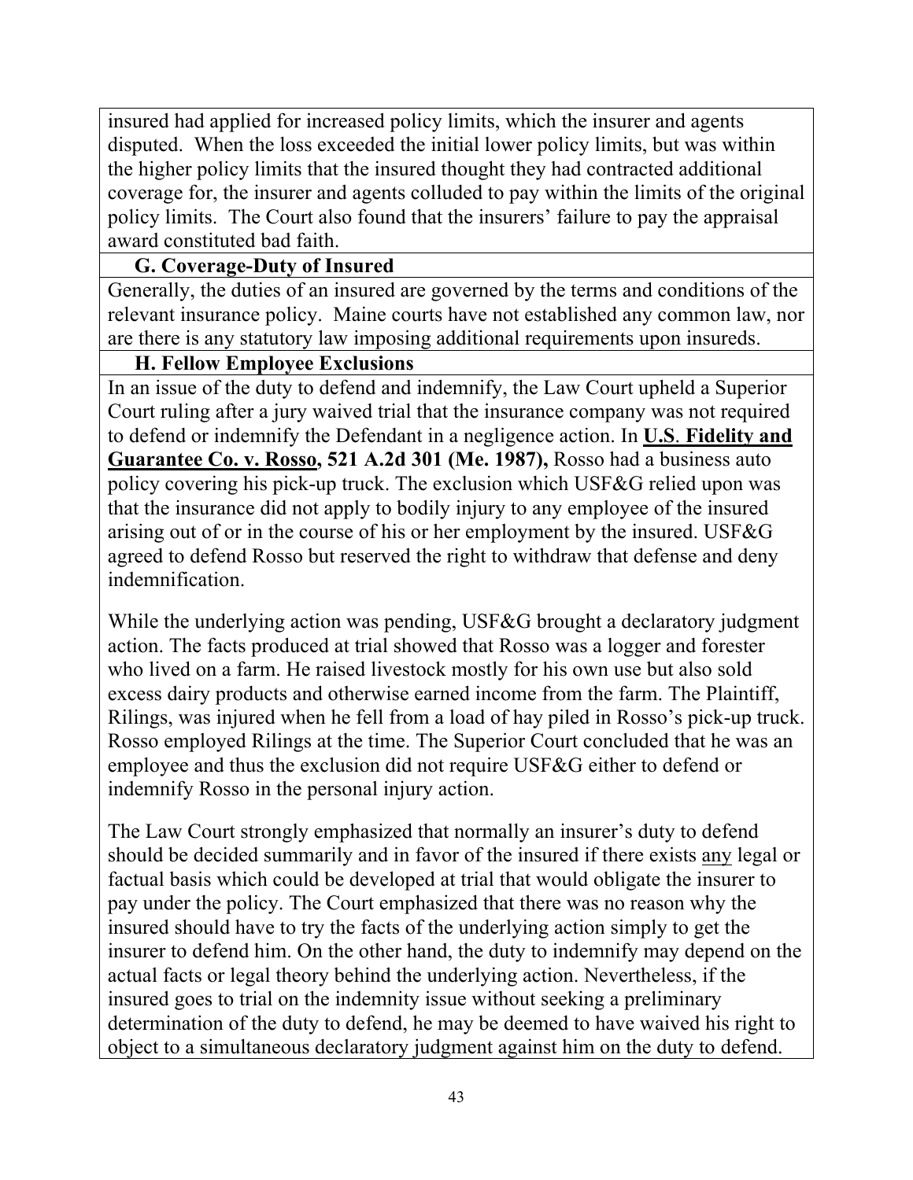insured had applied for increased policy limits, which the insurer and agents disputed. When the loss exceeded the initial lower policy limits, but was within the higher policy limits that the insured thought they had contracted additional coverage for, the insurer and agents colluded to pay within the limits of the original policy limits. The Court also found that the insurers' failure to pay the appraisal award constituted bad faith.

### G. Coverage-Duty of Insured

Generally, the duties of an insured are governed by the terms and conditions of the relevant insurance policy. Maine courts have not established any common law, nor are there is any statutory law imposing additional requirements upon insureds.

### H. Fellow Employee Exclusions

In an issue of the duty to defend and indemnify, the Law Court upheld a Superior Court ruling after a jury waived trial that the insurance company was not required to defend or indemnify the Defendant in a negligence action. In **U.S. Fidelity and Guarantee Co. v. Rosso, 521 A.2d 301 (Me. 1987),** Rosso had a business auto policy covering his pick-up truck. The exclusion which USF&G relied upon was that the insurance did not apply to bodily injury to any employee of the insured arising out of or in the course of his or her employment by the insured. USF&G agreed to defend Rosso but reserved the right to withdraw that defense and deny indemnification.

While the underlying action was pending, USF&G brought a declaratory judgment action. The facts produced at trial showed that Rosso was a logger and forester who lived on a farm. He raised livestock mostly for his own use but also sold excess dairy products and otherwise earned income from the farm. The Plaintiff, Rilings, was injured when he fell from a load of hay piled in Rosso's pick-up truck. Rosso employed Rilings at the time. The Superior Court concluded that he was an employee and thus the exclusion did not require USF&G either to defend or indemnify Rosso in the personal injury action.

The Law Court strongly emphasized that normally an insurer's duty to defend should be decided summarily and in favor of the insured if there exists any legal or factual basis which could be developed at trial that would obligate the insurer to pay under the policy. The Court emphasized that there was no reason why the insured should have to try the facts of the underlying action simply to get the insurer to defend him. On the other hand, the duty to indemnify may depend on the actual facts or legal theory behind the underlying action. Nevertheless, if the insured goes to trial on the indemnity issue without seeking a preliminary determination of the duty to defend, he may be deemed to have waived his right to object to a simultaneous declaratory judgment against him on the duty to defend.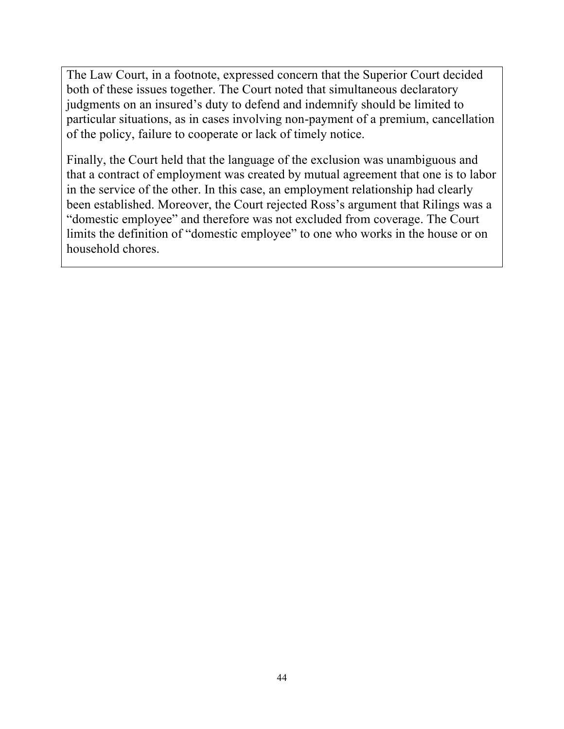The Law Court, in a footnote, expressed concern that the Superior Court decided both of these issues together. The Court noted that simultaneous declaratory judgments on an insured's duty to defend and indemnify should be limited to particular situations, as in cases involving non-payment of a premium, cancellation of the policy, failure to cooperate or lack of timely notice.

Finally, the Court held that the language of the exclusion was unambiguous and that a contract of employment was created by mutual agreement that one is to labor in the service of the other. In this case, an employment relationship had clearly been established. Moreover, the Court rejected Ross's argument that Rilings was a "domestic employee" and therefore was not excluded from coverage. The Court limits the definition of "domestic employee" to one who works in the house or on household chores.